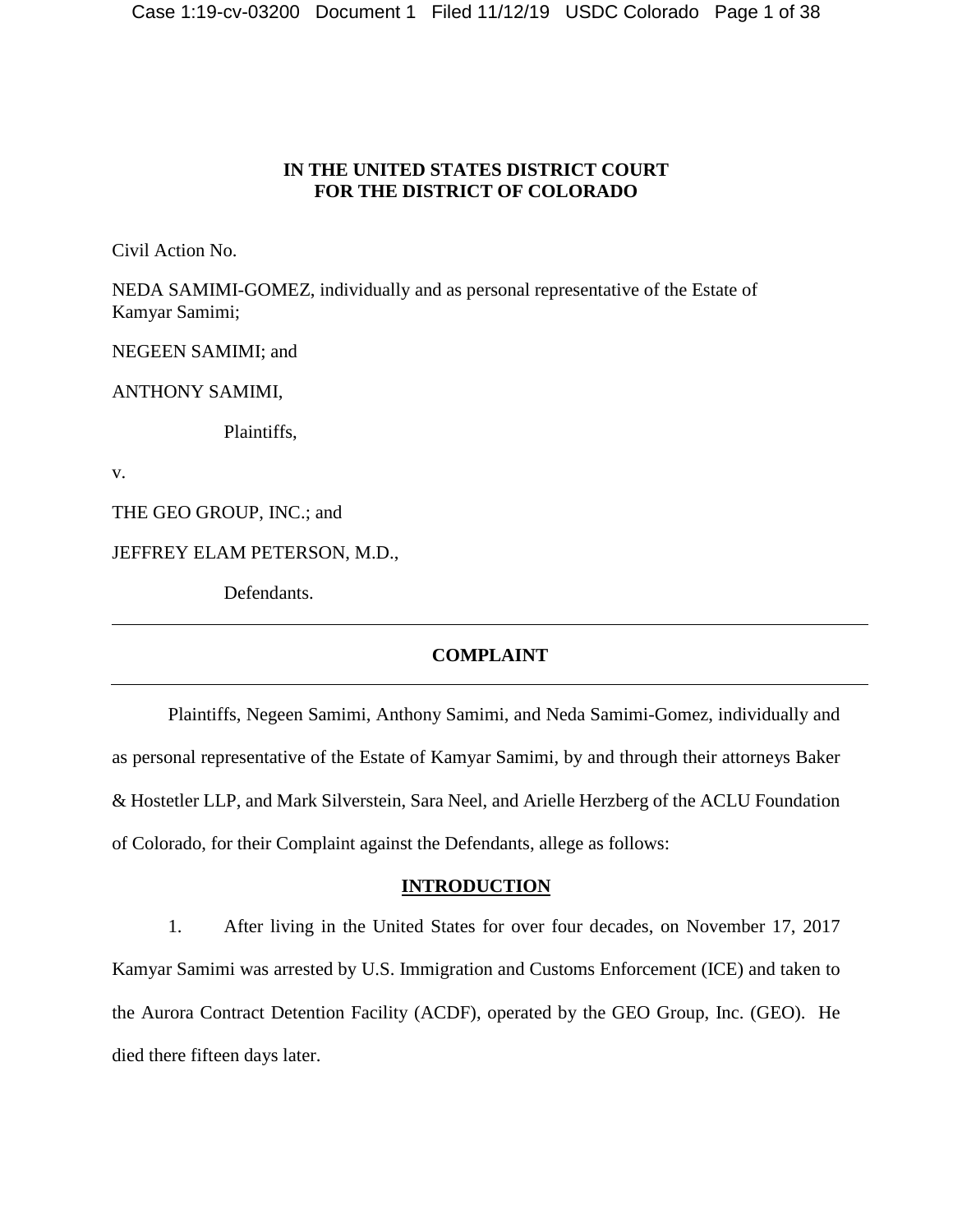**IN THE UNITED STATES DISTRICT COURT**
**FOR THE DISTRICT OF COLORADO**

Civil Action No.

NEDA SAMIMI-GOMEZ, individually and as personal representative of the Estate of Kamyar Samimi;

NEGEEN SAMIMI; and

ANTHONY SAMIMI,

Plaintiffs,

v.

THE GEO GROUP, INC.; and

JEFFREY ELAM PETERSON, M.D.,

Defendants.

---

**COMPLAINT**

---

Plaintiffs, Negeen Samimi, Anthony Samimi, and Neda Samimi-Gomez, individually and as personal representative of the Estate of Kamyar Samimi, by and through their attorneys Baker & Hostetler LLP, and Mark Silverstein, Sara Neel, and Arielle Herzberg of the ACLU Foundation of Colorado, for their Complaint against the Defendants, allege as follows:

## INTRODUCTION

1. After living in the United States for over four decades, on November 17, 2017 Kamyar Samimi was arrested by U.S. Immigration and Customs Enforcement (ICE) and taken to the Aurora Contract Detention Facility (ACDF), operated by the GEO Group, Inc. (GEO). He died there fifteen days later.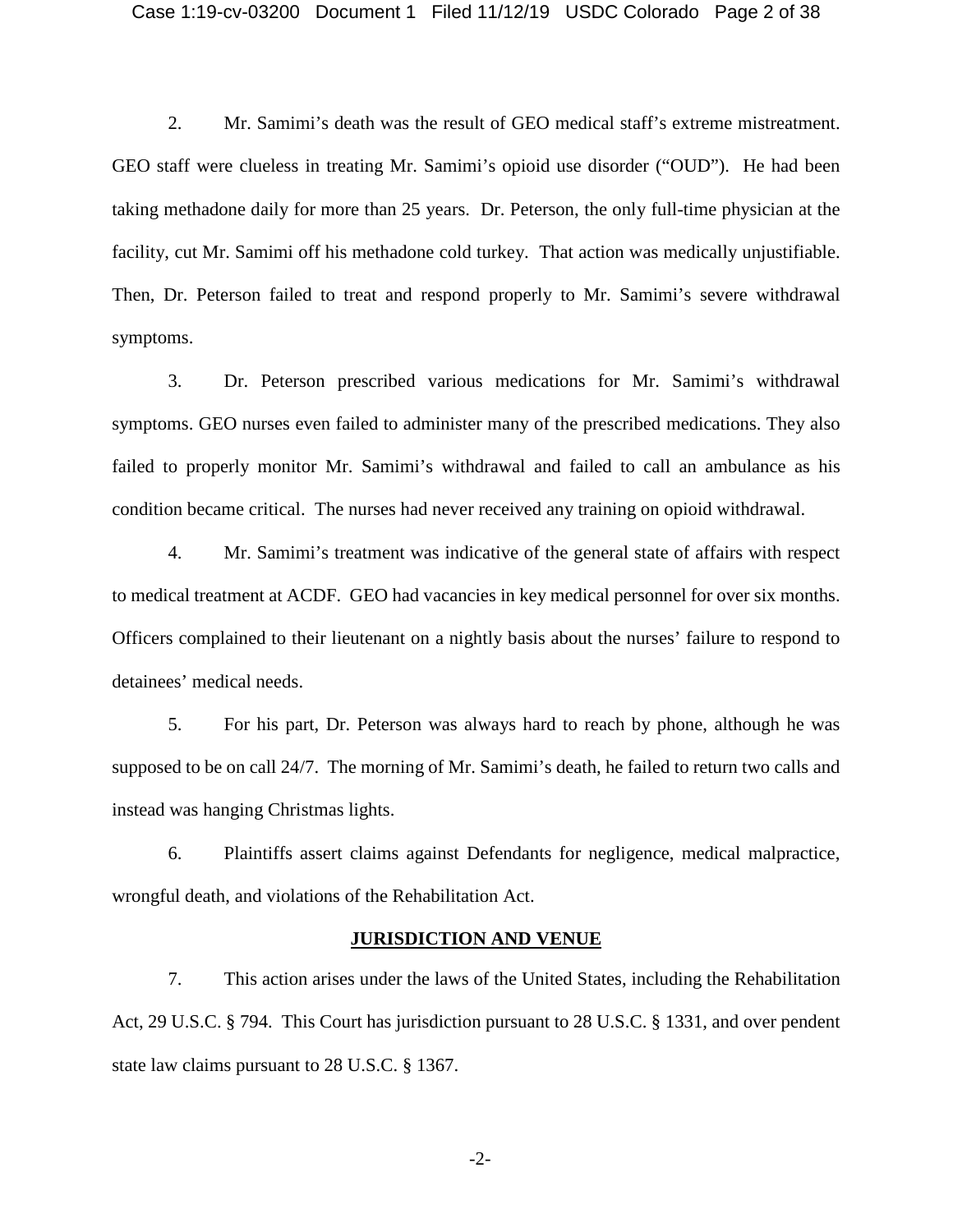2. Mr. Samimi's death was the result of GEO medical staff's extreme mistreatment. GEO staff were clueless in treating Mr. Samimi's opioid use disorder ("OUD"). He had been taking methadone daily for more than 25 years. Dr. Peterson, the only full-time physician at the facility, cut Mr. Samimi off his methadone cold turkey. That action was medically unjustifiable. Then, Dr. Peterson failed to treat and respond properly to Mr. Samimi's severe withdrawal symptoms.

3. Dr. Peterson prescribed various medications for Mr. Samimi's withdrawal symptoms. GEO nurses even failed to administer many of the prescribed medications. They also failed to properly monitor Mr. Samimi's withdrawal and failed to call an ambulance as his condition became critical. The nurses had never received any training on opioid withdrawal.

4. Mr. Samimi's treatment was indicative of the general state of affairs with respect to medical treatment at ACDF. GEO had vacancies in key medical personnel for over six months. Officers complained to their lieutenant on a nightly basis about the nurses' failure to respond to detainees' medical needs.

5. For his part, Dr. Peterson was always hard to reach by phone, although he was supposed to be on call 24/7. The morning of Mr. Samimi's death, he failed to return two calls and instead was hanging Christmas lights.

6. Plaintiffs assert claims against Defendants for negligence, medical malpractice, wrongful death, and violations of the Rehabilitation Act.

## JURISDICTION AND VENUE

7. This action arises under the laws of the United States, including the Rehabilitation Act, 29 U.S.C. § 794. This Court has jurisdiction pursuant to 28 U.S.C. § 1331, and over pendent state law claims pursuant to 28 U.S.C. § 1367.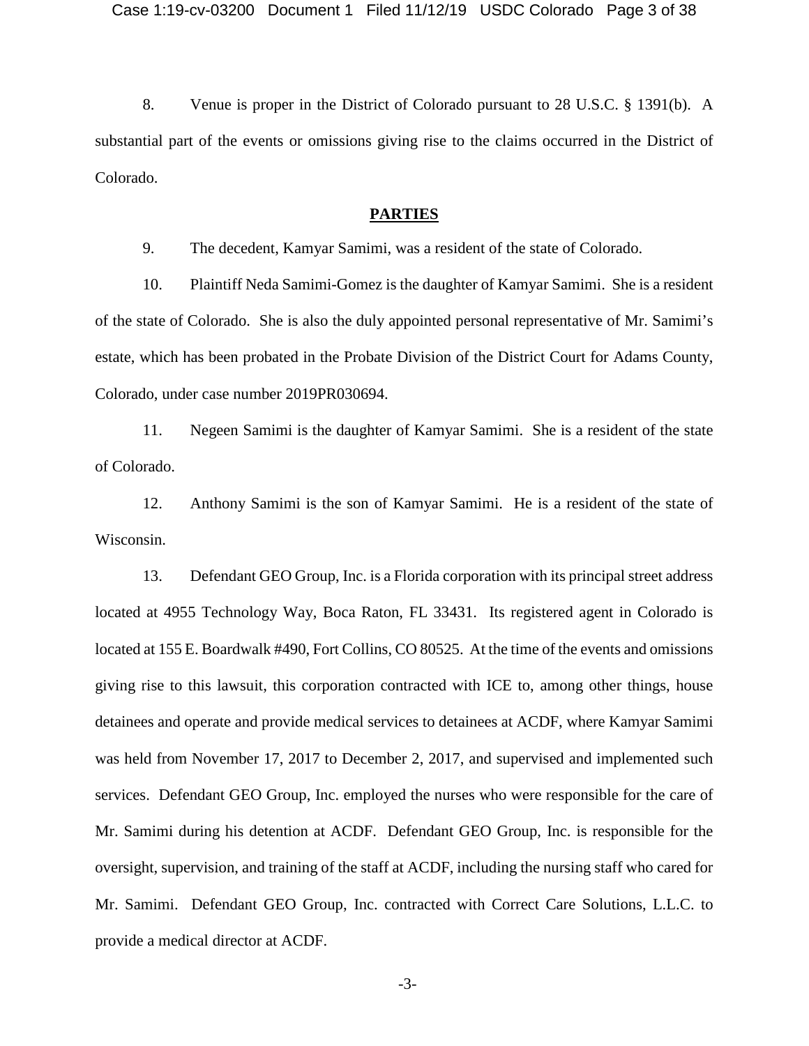8. Venue is proper in the District of Colorado pursuant to 28 U.S.C. § 1391(b). A substantial part of the events or omissions giving rise to the claims occurred in the District of Colorado.

## PARTIES

9. The decedent, Kamyar Samimi, was a resident of the state of Colorado.

10. Plaintiff Neda Samimi-Gomez is the daughter of Kamyar Samimi. She is a resident of the state of Colorado. She is also the duly appointed personal representative of Mr. Samimi's estate, which has been probated in the Probate Division of the District Court for Adams County, Colorado, under case number 2019PR030694.

11. Negeen Samimi is the daughter of Kamyar Samimi. She is a resident of the state of Colorado.

12. Anthony Samimi is the son of Kamyar Samimi. He is a resident of the state of Wisconsin.

13. Defendant GEO Group, Inc. is a Florida corporation with its principal street address located at 4955 Technology Way, Boca Raton, FL 33431. Its registered agent in Colorado is located at 155 E. Boardwalk #490, Fort Collins, CO 80525. At the time of the events and omissions giving rise to this lawsuit, this corporation contracted with ICE to, among other things, house detainees and operate and provide medical services to detainees at ACDF, where Kamyar Samimi was held from November 17, 2017 to December 2, 2017, and supervised and implemented such services. Defendant GEO Group, Inc. employed the nurses who were responsible for the care of Mr. Samimi during his detention at ACDF. Defendant GEO Group, Inc. is responsible for the oversight, supervision, and training of the staff at ACDF, including the nursing staff who cared for Mr. Samimi. Defendant GEO Group, Inc. contracted with Correct Care Solutions, L.L.C. to provide a medical director at ACDF.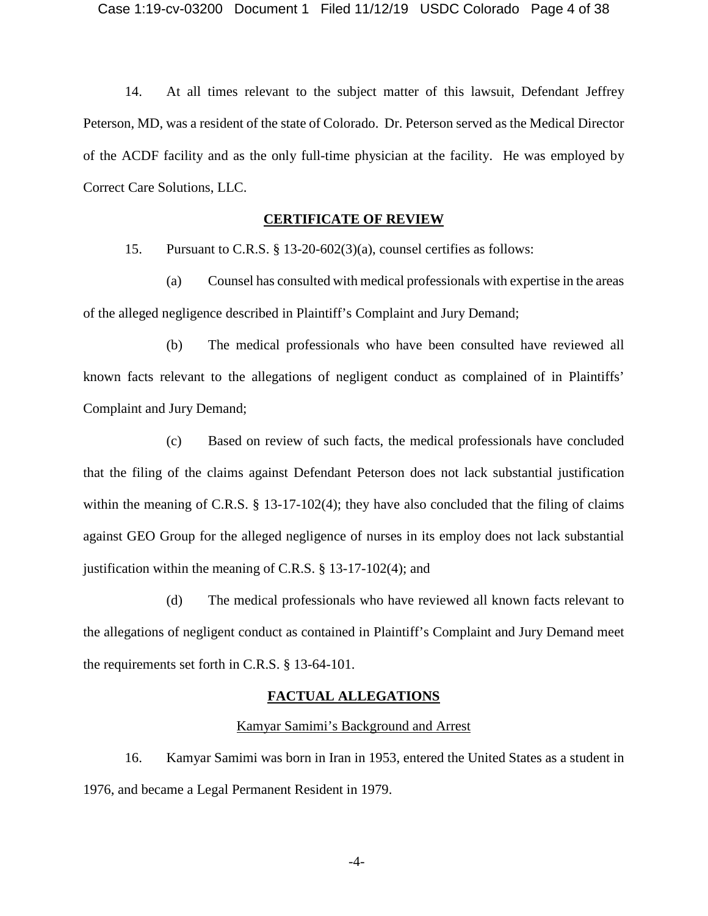14. At all times relevant to the subject matter of this lawsuit, Defendant Jeffrey Peterson, MD, was a resident of the state of Colorado. Dr. Peterson served as the Medical Director of the ACDF facility and as the only full-time physician at the facility. He was employed by Correct Care Solutions, LLC.

## CERTIFICATE OF REVIEW

15. Pursuant to C.R.S. § 13-20-602(3)(a), counsel certifies as follows:

(a) Counsel has consulted with medical professionals with expertise in the areas of the alleged negligence described in Plaintiff's Complaint and Jury Demand;

(b) The medical professionals who have been consulted have reviewed all known facts relevant to the allegations of negligent conduct as complained of in Plaintiffs' Complaint and Jury Demand;

(c) Based on review of such facts, the medical professionals have concluded that the filing of the claims against Defendant Peterson does not lack substantial justification within the meaning of C.R.S. § 13-17-102(4); they have also concluded that the filing of claims against GEO Group for the alleged negligence of nurses in its employ does not lack substantial justification within the meaning of C.R.S. § 13-17-102(4); and

(d) The medical professionals who have reviewed all known facts relevant to the allegations of negligent conduct as contained in Plaintiff's Complaint and Jury Demand meet the requirements set forth in C.R.S. § 13-64-101.

## FACTUAL ALLEGATIONS

### Kamyar Samimi's Background and Arrest

16. Kamyar Samimi was born in Iran in 1953, entered the United States as a student in 1976, and became a Legal Permanent Resident in 1979.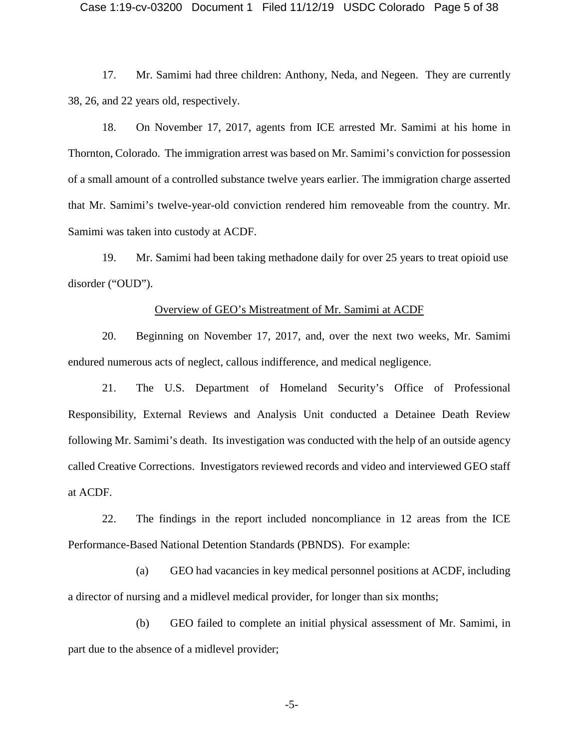17. Mr. Samimi had three children: Anthony, Neda, and Negeen. They are currently 38, 26, and 22 years old, respectively.

18. On November 17, 2017, agents from ICE arrested Mr. Samimi at his home in Thornton, Colorado. The immigration arrest was based on Mr. Samimi's conviction for possession of a small amount of a controlled substance twelve years earlier. The immigration charge asserted that Mr. Samimi's twelve-year-old conviction rendered him removeable from the country. Mr. Samimi was taken into custody at ACDF.

19. Mr. Samimi had been taking methadone daily for over 25 years to treat opioid use disorder ("OUD").

<u>Overview of GEO's Mistreatment of Mr. Samimi at ACDF</u>

20. Beginning on November 17, 2017, and, over the next two weeks, Mr. Samimi endured numerous acts of neglect, callous indifference, and medical negligence.

21. The U.S. Department of Homeland Security's Office of Professional Responsibility, External Reviews and Analysis Unit conducted a Detainee Death Review following Mr. Samimi's death. Its investigation was conducted with the help of an outside agency called Creative Corrections. Investigators reviewed records and video and interviewed GEO staff at ACDF.

22. The findings in the report included noncompliance in 12 areas from the ICE Performance-Based National Detention Standards (PBNDS). For example:

(a) GEO had vacancies in key medical personnel positions at ACDF, including a director of nursing and a midlevel medical provider, for longer than six months;

(b) GEO failed to complete an initial physical assessment of Mr. Samimi, in part due to the absence of a midlevel provider;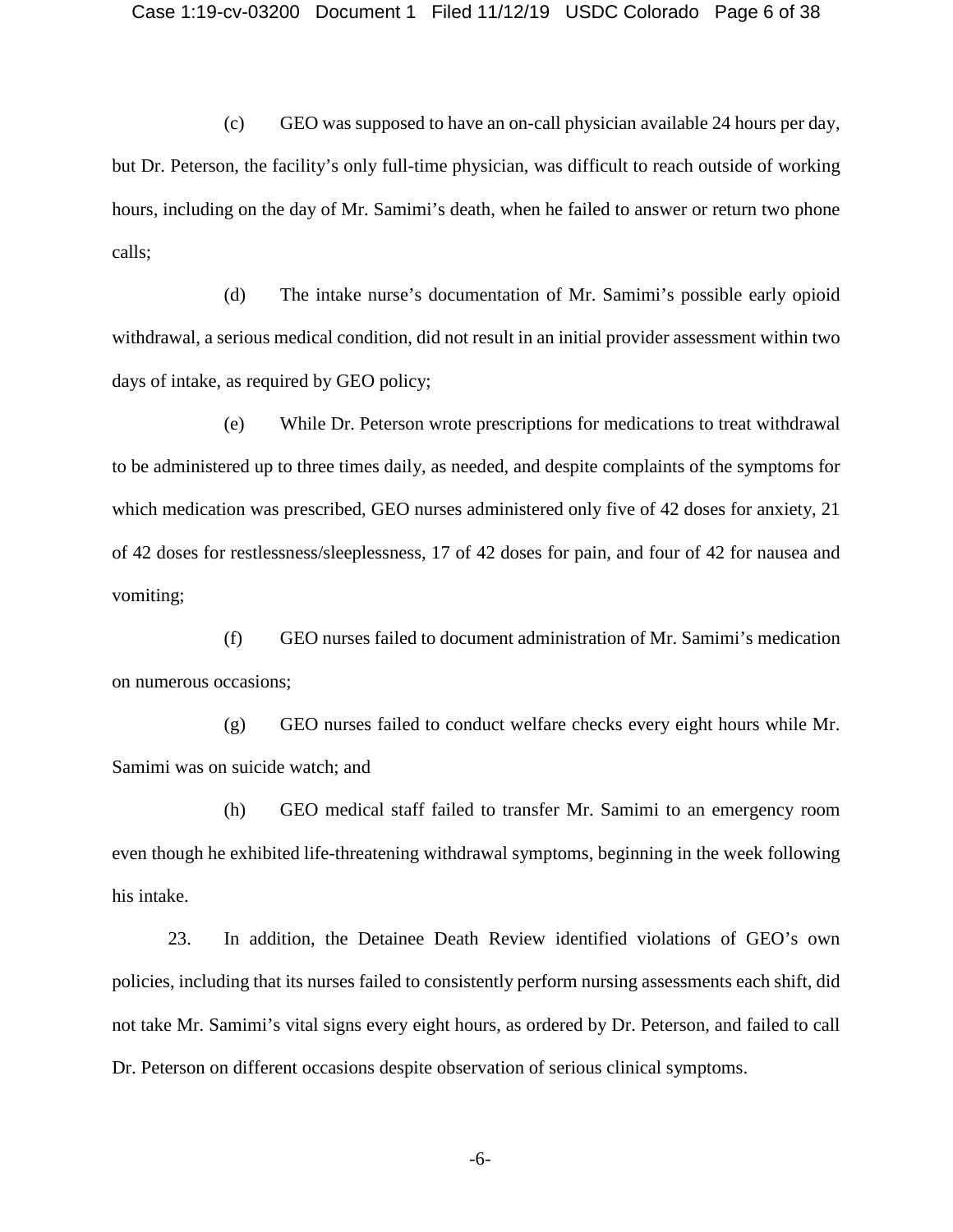(c) GEO was supposed to have an on-call physician available 24 hours per day, but Dr. Peterson, the facility's only full-time physician, was difficult to reach outside of working hours, including on the day of Mr. Samimi's death, when he failed to answer or return two phone calls;

(d) The intake nurse's documentation of Mr. Samimi's possible early opioid withdrawal, a serious medical condition, did not result in an initial provider assessment within two days of intake, as required by GEO policy;

(e) While Dr. Peterson wrote prescriptions for medications to treat withdrawal to be administered up to three times daily, as needed, and despite complaints of the symptoms for which medication was prescribed, GEO nurses administered only five of 42 doses for anxiety, 21 of 42 doses for restlessness/sleeplessness, 17 of 42 doses for pain, and four of 42 for nausea and vomiting;

(f) GEO nurses failed to document administration of Mr. Samimi's medication on numerous occasions;

(g) GEO nurses failed to conduct welfare checks every eight hours while Mr. Samimi was on suicide watch; and

(h) GEO medical staff failed to transfer Mr. Samimi to an emergency room even though he exhibited life-threatening withdrawal symptoms, beginning in the week following his intake.

23. In addition, the Detainee Death Review identified violations of GEO's own policies, including that its nurses failed to consistently perform nursing assessments each shift, did not take Mr. Samimi's vital signs every eight hours, as ordered by Dr. Peterson, and failed to call Dr. Peterson on different occasions despite observation of serious clinical symptoms.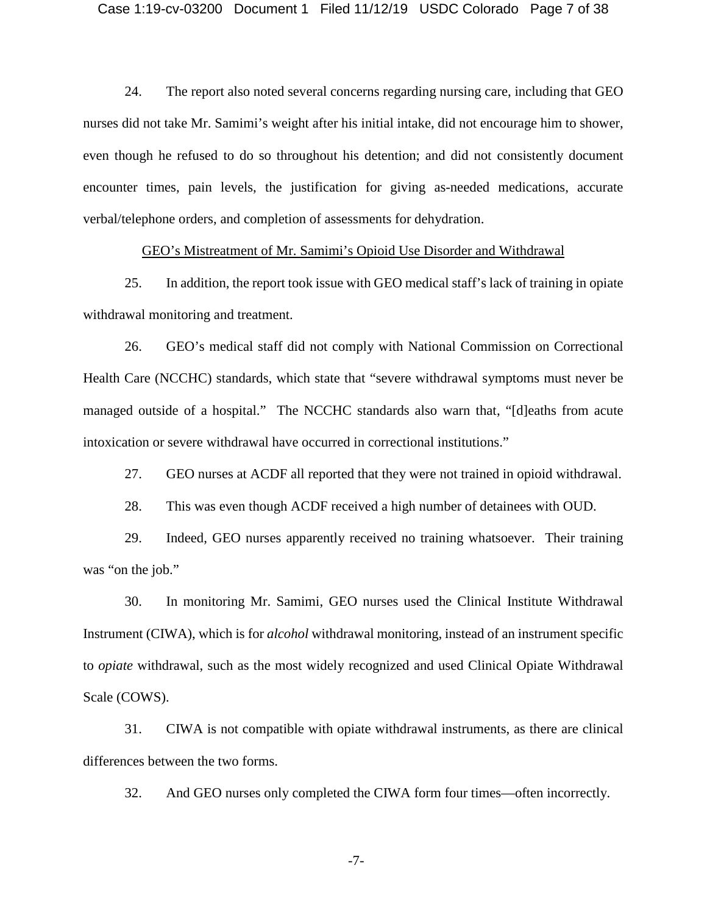24. The report also noted several concerns regarding nursing care, including that GEO nurses did not take Mr. Samimi's weight after his initial intake, did not encourage him to shower, even though he refused to do so throughout his detention; and did not consistently document encounter times, pain levels, the justification for giving as-needed medications, accurate verbal/telephone orders, and completion of assessments for dehydration.

<u>GEO's Mistreatment of Mr. Samimi's Opioid Use Disorder and Withdrawal</u>

25. In addition, the report took issue with GEO medical staff's lack of training in opiate withdrawal monitoring and treatment.

26. GEO's medical staff did not comply with National Commission on Correctional Health Care (NCCHC) standards, which state that "severe withdrawal symptoms must never be managed outside of a hospital." The NCCHC standards also warn that, "[d]eaths from acute intoxication or severe withdrawal have occurred in correctional institutions."

27. GEO nurses at ACDF all reported that they were not trained in opioid withdrawal.

28. This was even though ACDF received a high number of detainees with OUD.

29. Indeed, GEO nurses apparently received no training whatsoever. Their training was "on the job."

30. In monitoring Mr. Samimi, GEO nurses used the Clinical Institute Withdrawal Instrument (CIWA), which is for *alcohol* withdrawal monitoring, instead of an instrument specific to *opiate* withdrawal, such as the most widely recognized and used Clinical Opiate Withdrawal Scale (COWS).

31. CIWA is not compatible with opiate withdrawal instruments, as there are clinical differences between the two forms.

32. And GEO nurses only completed the CIWA form four times—often incorrectly.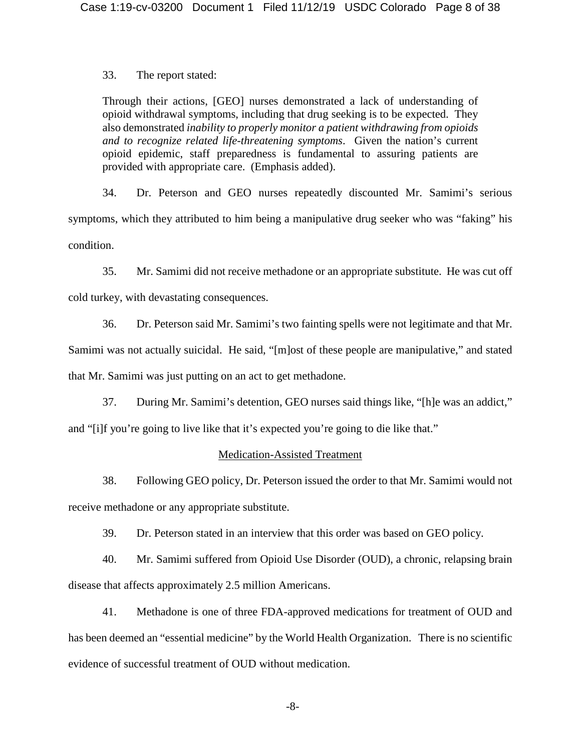33. The report stated:

> Through their actions, [GEO] nurses demonstrated a lack of understanding of opioid withdrawal symptoms, including that drug seeking is to be expected. They also demonstrated *inability to properly monitor a patient withdrawing from opioids and to recognize related life-threatening symptoms*. Given the nation's current opioid epidemic, staff preparedness is fundamental to assuring patients are provided with appropriate care. (Emphasis added).

34. Dr. Peterson and GEO nurses repeatedly discounted Mr. Samimi's serious symptoms, which they attributed to him being a manipulative drug seeker who was "faking" his condition.

35. Mr. Samimi did not receive methadone or an appropriate substitute. He was cut off cold turkey, with devastating consequences.

36. Dr. Peterson said Mr. Samimi's two fainting spells were not legitimate and that Mr. Samimi was not actually suicidal. He said, "[m]ost of these people are manipulative," and stated that Mr. Samimi was just putting on an act to get methadone.

37. During Mr. Samimi's detention, GEO nurses said things like, "[h]e was an addict," and "[i]f you're going to live like that it's expected you're going to die like that."

## Medication-Assisted Treatment

38. Following GEO policy, Dr. Peterson issued the order to that Mr. Samimi would not receive methadone or any appropriate substitute.

39. Dr. Peterson stated in an interview that this order was based on GEO policy.

40. Mr. Samimi suffered from Opioid Use Disorder (OUD), a chronic, relapsing brain disease that affects approximately 2.5 million Americans.

41. Methadone is one of three FDA-approved medications for treatment of OUD and has been deemed an "essential medicine" by the World Health Organization. There is no scientific evidence of successful treatment of OUD without medication.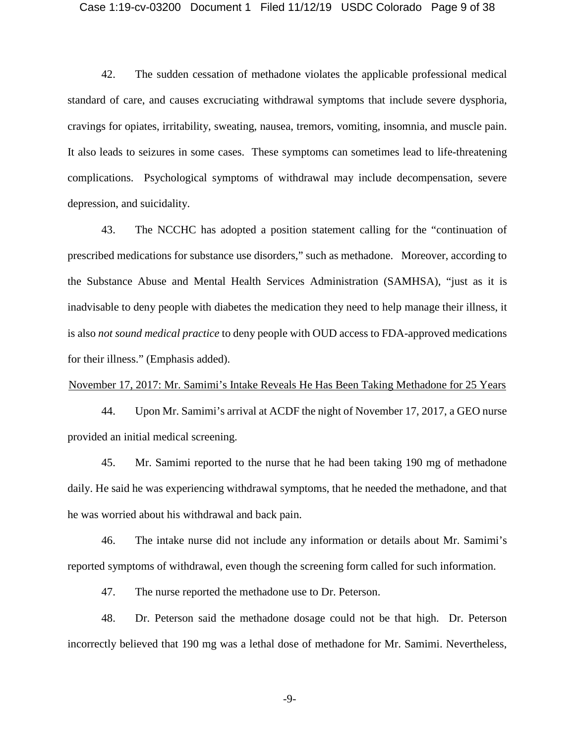42. The sudden cessation of methadone violates the applicable professional medical standard of care, and causes excruciating withdrawal symptoms that include severe dysphoria, cravings for opiates, irritability, sweating, nausea, tremors, vomiting, insomnia, and muscle pain. It also leads to seizures in some cases. These symptoms can sometimes lead to life-threatening complications. Psychological symptoms of withdrawal may include decompensation, severe depression, and suicidality.

43. The NCCHC has adopted a position statement calling for the "continuation of prescribed medications for substance use disorders," such as methadone. Moreover, according to the Substance Abuse and Mental Health Services Administration (SAMHSA), "just as it is inadvisable to deny people with diabetes the medication they need to help manage their illness, it is also *not sound medical practice* to deny people with OUD access to FDA-approved medications for their illness." (Emphasis added).

<u>November 17, 2017: Mr. Samimi's Intake Reveals He Has Been Taking Methadone for 25 Years</u>

44. Upon Mr. Samimi's arrival at ACDF the night of November 17, 2017, a GEO nurse provided an initial medical screening.

45. Mr. Samimi reported to the nurse that he had been taking 190 mg of methadone daily. He said he was experiencing withdrawal symptoms, that he needed the methadone, and that he was worried about his withdrawal and back pain.

46. The intake nurse did not include any information or details about Mr. Samimi's reported symptoms of withdrawal, even though the screening form called for such information.

47. The nurse reported the methadone use to Dr. Peterson.

48. Dr. Peterson said the methadone dosage could not be that high. Dr. Peterson incorrectly believed that 190 mg was a lethal dose of methadone for Mr. Samimi. Nevertheless,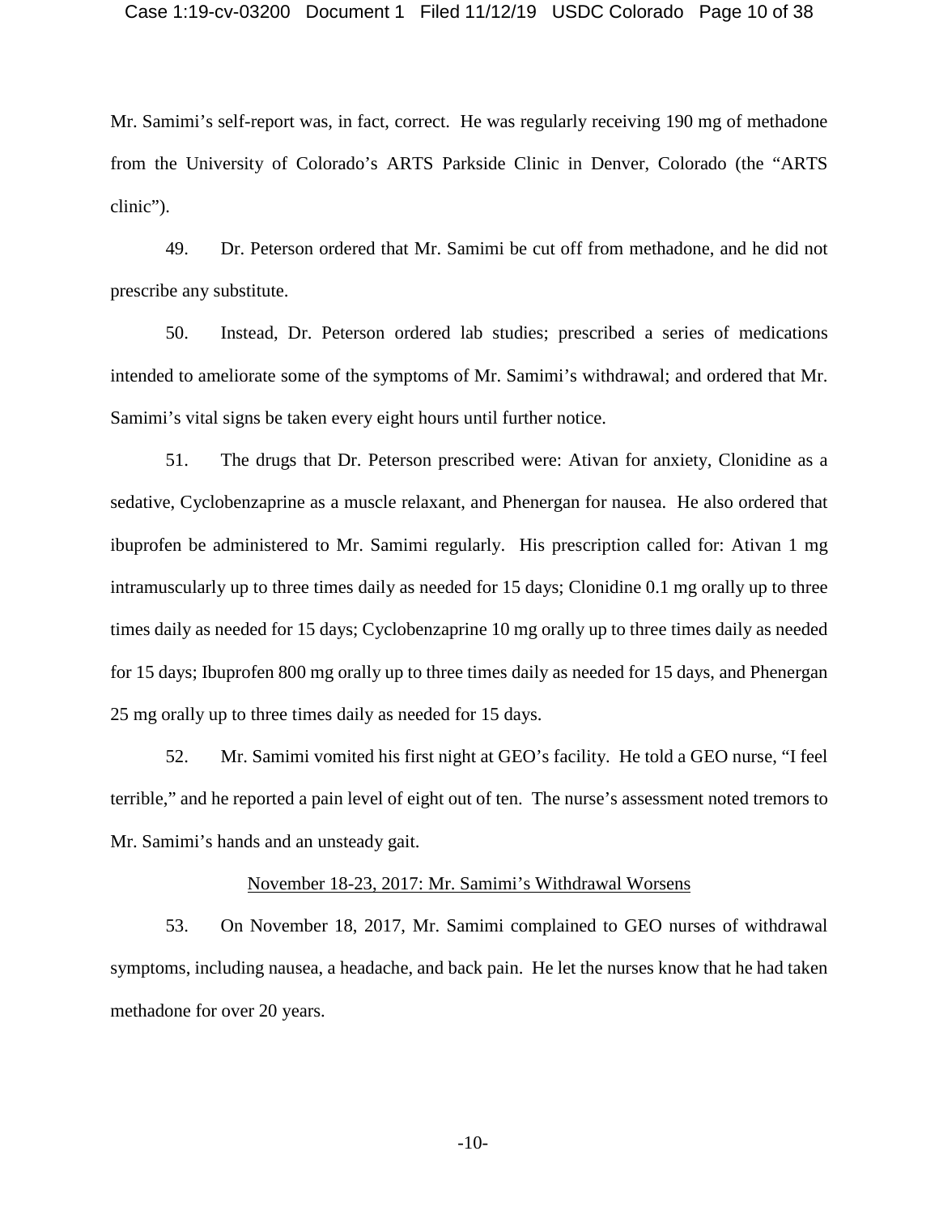Mr. Samimi's self-report was, in fact, correct. He was regularly receiving 190 mg of methadone from the University of Colorado's ARTS Parkside Clinic in Denver, Colorado (the "ARTS clinic").

49. Dr. Peterson ordered that Mr. Samimi be cut off from methadone, and he did not prescribe any substitute.

50. Instead, Dr. Peterson ordered lab studies; prescribed a series of medications intended to ameliorate some of the symptoms of Mr. Samimi's withdrawal; and ordered that Mr. Samimi's vital signs be taken every eight hours until further notice.

51. The drugs that Dr. Peterson prescribed were: Ativan for anxiety, Clonidine as a sedative, Cyclobenzaprine as a muscle relaxant, and Phenergan for nausea. He also ordered that ibuprofen be administered to Mr. Samimi regularly. His prescription called for: Ativan 1 mg intramuscularly up to three times daily as needed for 15 days; Clonidine 0.1 mg orally up to three times daily as needed for 15 days; Cyclobenzaprine 10 mg orally up to three times daily as needed for 15 days; Ibuprofen 800 mg orally up to three times daily as needed for 15 days, and Phenergan 25 mg orally up to three times daily as needed for 15 days.

52. Mr. Samimi vomited his first night at GEO's facility. He told a GEO nurse, "I feel terrible," and he reported a pain level of eight out of ten. The nurse's assessment noted tremors to Mr. Samimi's hands and an unsteady gait.

<u>November 18-23, 2017: Mr. Samimi's Withdrawal Worsens</u>

53. On November 18, 2017, Mr. Samimi complained to GEO nurses of withdrawal symptoms, including nausea, a headache, and back pain. He let the nurses know that he had taken methadone for over 20 years.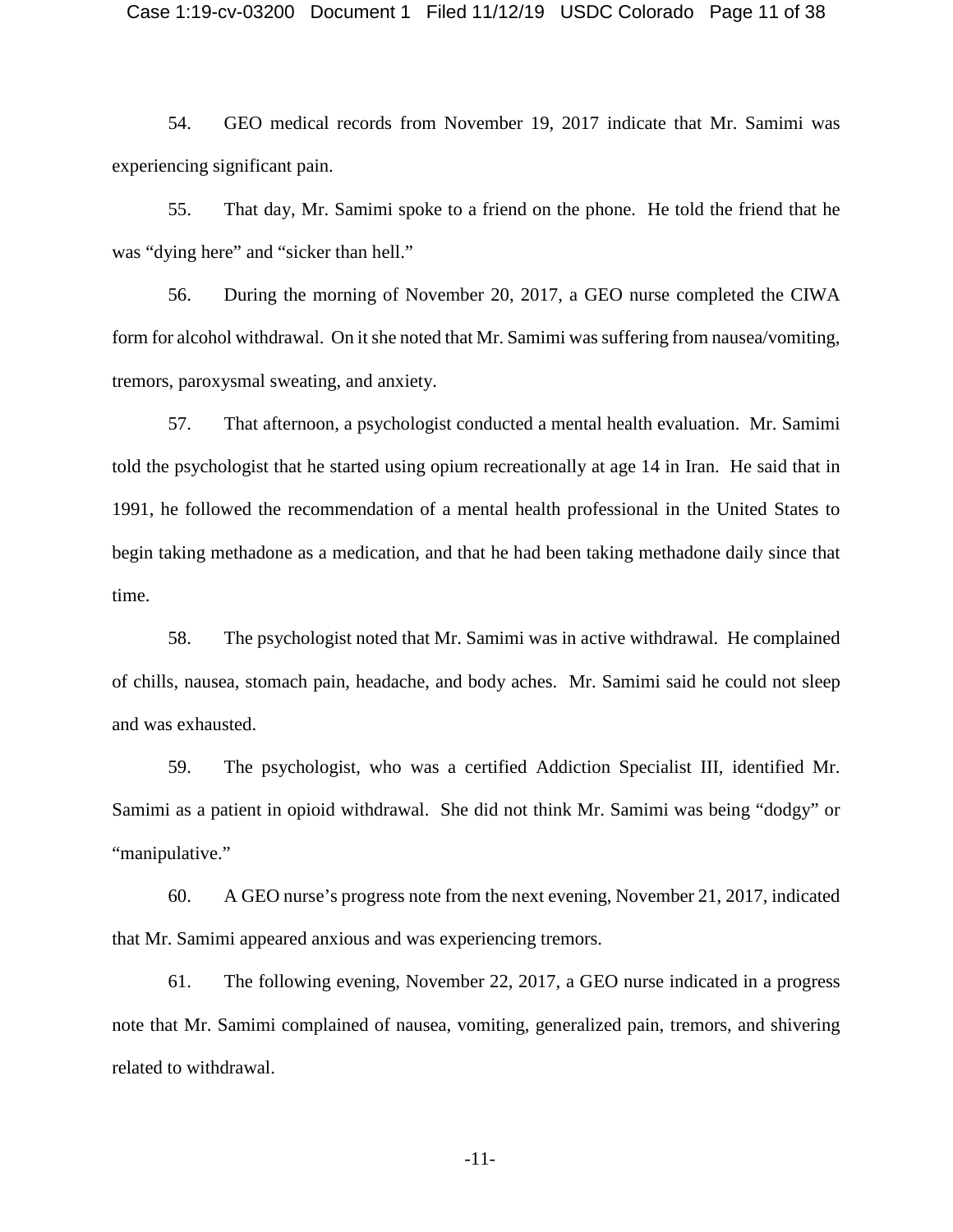54. GEO medical records from November 19, 2017 indicate that Mr. Samimi was experiencing significant pain.

55. That day, Mr. Samimi spoke to a friend on the phone. He told the friend that he was "dying here" and "sicker than hell."

56. During the morning of November 20, 2017, a GEO nurse completed the CIWA form for alcohol withdrawal. On it she noted that Mr. Samimi was suffering from nausea/vomiting, tremors, paroxysmal sweating, and anxiety.

57. That afternoon, a psychologist conducted a mental health evaluation. Mr. Samimi told the psychologist that he started using opium recreationally at age 14 in Iran. He said that in 1991, he followed the recommendation of a mental health professional in the United States to begin taking methadone as a medication, and that he had been taking methadone daily since that time.

58. The psychologist noted that Mr. Samimi was in active withdrawal. He complained of chills, nausea, stomach pain, headache, and body aches. Mr. Samimi said he could not sleep and was exhausted.

59. The psychologist, who was a certified Addiction Specialist III, identified Mr. Samimi as a patient in opioid withdrawal. She did not think Mr. Samimi was being "dodgy" or "manipulative."

60. A GEO nurse's progress note from the next evening, November 21, 2017, indicated that Mr. Samimi appeared anxious and was experiencing tremors.

61. The following evening, November 22, 2017, a GEO nurse indicated in a progress note that Mr. Samimi complained of nausea, vomiting, generalized pain, tremors, and shivering related to withdrawal.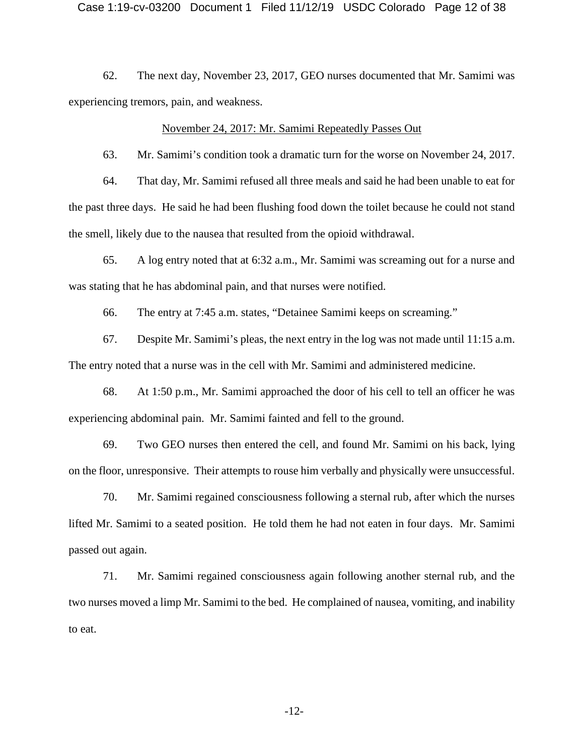62. The next day, November 23, 2017, GEO nurses documented that Mr. Samimi was experiencing tremors, pain, and weakness.

<u>November 24, 2017: Mr. Samimi Repeatedly Passes Out</u>

63. Mr. Samimi's condition took a dramatic turn for the worse on November 24, 2017.

64. That day, Mr. Samimi refused all three meals and said he had been unable to eat for the past three days. He said he had been flushing food down the toilet because he could not stand the smell, likely due to the nausea that resulted from the opioid withdrawal.

65. A log entry noted that at 6:32 a.m., Mr. Samimi was screaming out for a nurse and was stating that he has abdominal pain, and that nurses were notified.

66. The entry at 7:45 a.m. states, "Detainee Samimi keeps on screaming."

67. Despite Mr. Samimi's pleas, the next entry in the log was not made until 11:15 a.m. The entry noted that a nurse was in the cell with Mr. Samimi and administered medicine.

68. At 1:50 p.m., Mr. Samimi approached the door of his cell to tell an officer he was experiencing abdominal pain. Mr. Samimi fainted and fell to the ground.

69. Two GEO nurses then entered the cell, and found Mr. Samimi on his back, lying on the floor, unresponsive. Their attempts to rouse him verbally and physically were unsuccessful.

70. Mr. Samimi regained consciousness following a sternal rub, after which the nurses lifted Mr. Samimi to a seated position. He told them he had not eaten in four days. Mr. Samimi passed out again.

71. Mr. Samimi regained consciousness again following another sternal rub, and the two nurses moved a limp Mr. Samimi to the bed. He complained of nausea, vomiting, and inability to eat.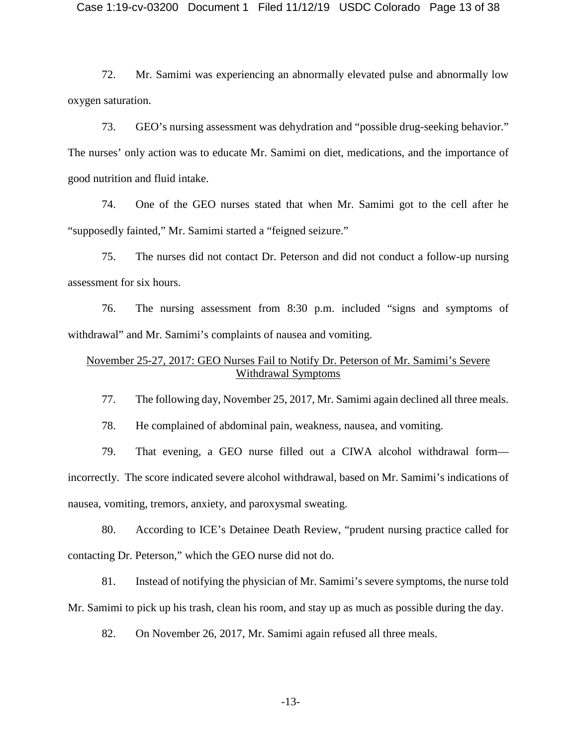72. Mr. Samimi was experiencing an abnormally elevated pulse and abnormally low oxygen saturation.

73. GEO's nursing assessment was dehydration and "possible drug-seeking behavior." The nurses' only action was to educate Mr. Samimi on diet, medications, and the importance of good nutrition and fluid intake.

74. One of the GEO nurses stated that when Mr. Samimi got to the cell after he "supposedly fainted," Mr. Samimi started a "feigned seizure."

75. The nurses did not contact Dr. Peterson and did not conduct a follow-up nursing assessment for six hours.

76. The nursing assessment from 8:30 p.m. included "signs and symptoms of withdrawal" and Mr. Samimi's complaints of nausea and vomiting.

<u>November 25-27, 2017: GEO Nurses Fail to Notify Dr. Peterson of Mr. Samimi's Severe Withdrawal Symptoms</u>

77. The following day, November 25, 2017, Mr. Samimi again declined all three meals.

78. He complained of abdominal pain, weakness, nausea, and vomiting.

79. That evening, a GEO nurse filled out a CIWA alcohol withdrawal form—incorrectly. The score indicated severe alcohol withdrawal, based on Mr. Samimi's indications of nausea, vomiting, tremors, anxiety, and paroxysmal sweating.

80. According to ICE's Detainee Death Review, "prudent nursing practice called for contacting Dr. Peterson," which the GEO nurse did not do.

81. Instead of notifying the physician of Mr. Samimi's severe symptoms, the nurse told Mr. Samimi to pick up his trash, clean his room, and stay up as much as possible during the day.

82. On November 26, 2017, Mr. Samimi again refused all three meals.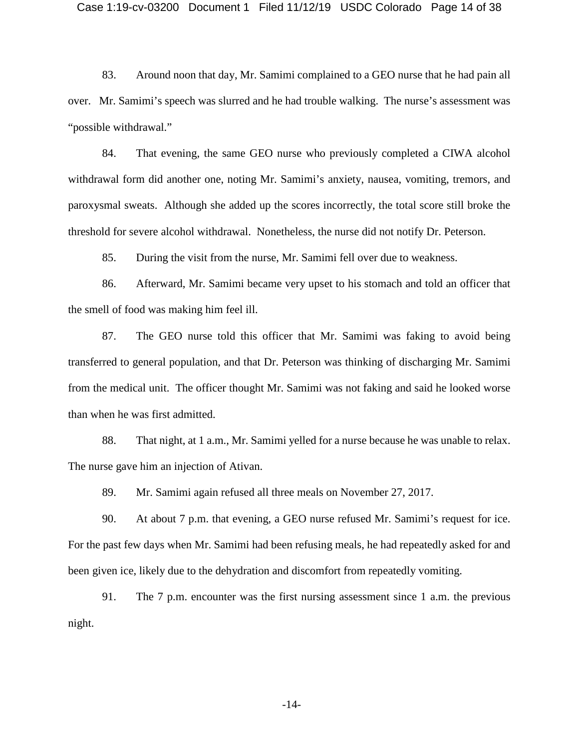83. Around noon that day, Mr. Samimi complained to a GEO nurse that he had pain all over. Mr. Samimi's speech was slurred and he had trouble walking. The nurse's assessment was "possible withdrawal."

84. That evening, the same GEO nurse who previously completed a CIWA alcohol withdrawal form did another one, noting Mr. Samimi's anxiety, nausea, vomiting, tremors, and paroxysmal sweats. Although she added up the scores incorrectly, the total score still broke the threshold for severe alcohol withdrawal. Nonetheless, the nurse did not notify Dr. Peterson.

85. During the visit from the nurse, Mr. Samimi fell over due to weakness.

86. Afterward, Mr. Samimi became very upset to his stomach and told an officer that the smell of food was making him feel ill.

87. The GEO nurse told this officer that Mr. Samimi was faking to avoid being transferred to general population, and that Dr. Peterson was thinking of discharging Mr. Samimi from the medical unit. The officer thought Mr. Samimi was not faking and said he looked worse than when he was first admitted.

88. That night, at 1 a.m., Mr. Samimi yelled for a nurse because he was unable to relax. The nurse gave him an injection of Ativan.

89. Mr. Samimi again refused all three meals on November 27, 2017.

90. At about 7 p.m. that evening, a GEO nurse refused Mr. Samimi's request for ice. For the past few days when Mr. Samimi had been refusing meals, he had repeatedly asked for and been given ice, likely due to the dehydration and discomfort from repeatedly vomiting.

91. The 7 p.m. encounter was the first nursing assessment since 1 a.m. the previous night.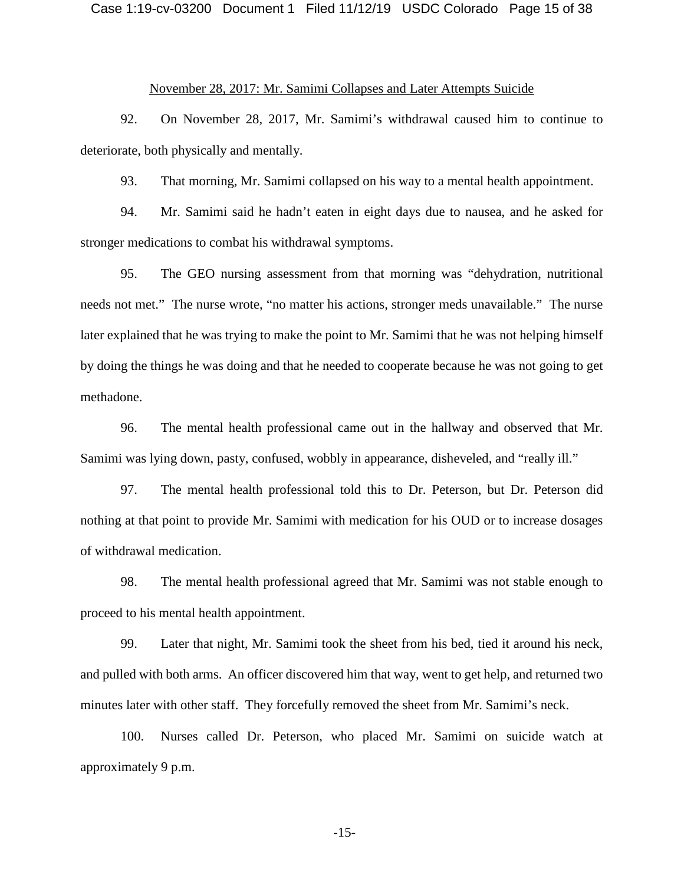November 28, 2017: Mr. Samimi Collapses and Later Attempts Suicide

92. On November 28, 2017, Mr. Samimi's withdrawal caused him to continue to deteriorate, both physically and mentally.

93. That morning, Mr. Samimi collapsed on his way to a mental health appointment.

94. Mr. Samimi said he hadn't eaten in eight days due to nausea, and he asked for stronger medications to combat his withdrawal symptoms.

95. The GEO nursing assessment from that morning was "dehydration, nutritional needs not met." The nurse wrote, "no matter his actions, stronger meds unavailable." The nurse later explained that he was trying to make the point to Mr. Samimi that he was not helping himself by doing the things he was doing and that he needed to cooperate because he was not going to get methadone.

96. The mental health professional came out in the hallway and observed that Mr. Samimi was lying down, pasty, confused, wobbly in appearance, disheveled, and "really ill."

97. The mental health professional told this to Dr. Peterson, but Dr. Peterson did nothing at that point to provide Mr. Samimi with medication for his OUD or to increase dosages of withdrawal medication.

98. The mental health professional agreed that Mr. Samimi was not stable enough to proceed to his mental health appointment.

99. Later that night, Mr. Samimi took the sheet from his bed, tied it around his neck, and pulled with both arms. An officer discovered him that way, went to get help, and returned two minutes later with other staff. They forcefully removed the sheet from Mr. Samimi's neck.

100. Nurses called Dr. Peterson, who placed Mr. Samimi on suicide watch at approximately 9 p.m.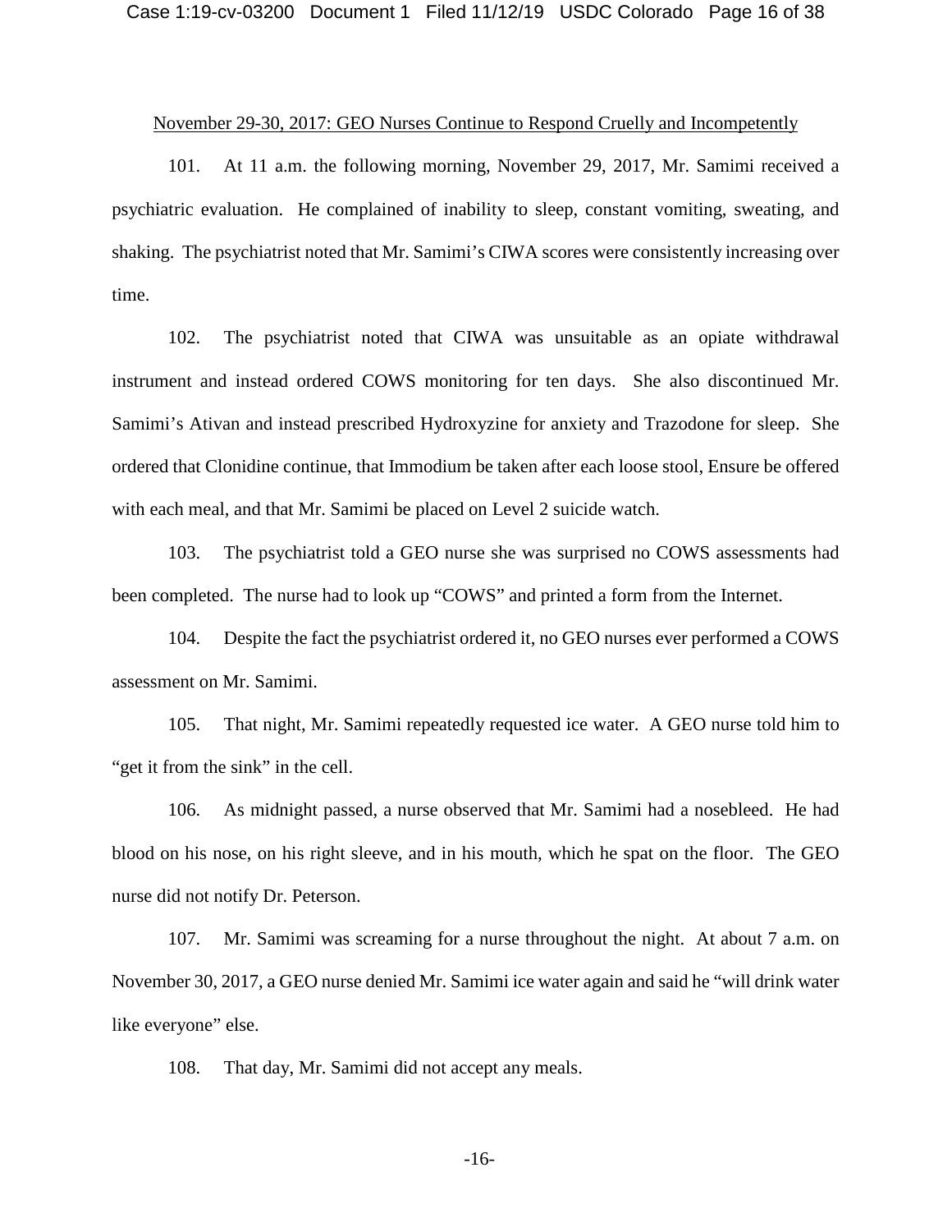<u>November 29-30, 2017: GEO Nurses Continue to Respond Cruelly and Incompetently</u>

101. At 11 a.m. the following morning, November 29, 2017, Mr. Samimi received a psychiatric evaluation. He complained of inability to sleep, constant vomiting, sweating, and shaking. The psychiatrist noted that Mr. Samimi's CIWA scores were consistently increasing over time.

102. The psychiatrist noted that CIWA was unsuitable as an opiate withdrawal instrument and instead ordered COWS monitoring for ten days. She also discontinued Mr. Samimi's Ativan and instead prescribed Hydroxyzine for anxiety and Trazodone for sleep. She ordered that Clonidine continue, that Immodium be taken after each loose stool, Ensure be offered with each meal, and that Mr. Samimi be placed on Level 2 suicide watch.

103. The psychiatrist told a GEO nurse she was surprised no COWS assessments had been completed. The nurse had to look up "COWS" and printed a form from the Internet.

104. Despite the fact the psychiatrist ordered it, no GEO nurses ever performed a COWS assessment on Mr. Samimi.

105. That night, Mr. Samimi repeatedly requested ice water. A GEO nurse told him to "get it from the sink" in the cell.

106. As midnight passed, a nurse observed that Mr. Samimi had a nosebleed. He had blood on his nose, on his right sleeve, and in his mouth, which he spat on the floor. The GEO nurse did not notify Dr. Peterson.

107. Mr. Samimi was screaming for a nurse throughout the night. At about 7 a.m. on November 30, 2017, a GEO nurse denied Mr. Samimi ice water again and said he "will drink water like everyone" else.

108. That day, Mr. Samimi did not accept any meals.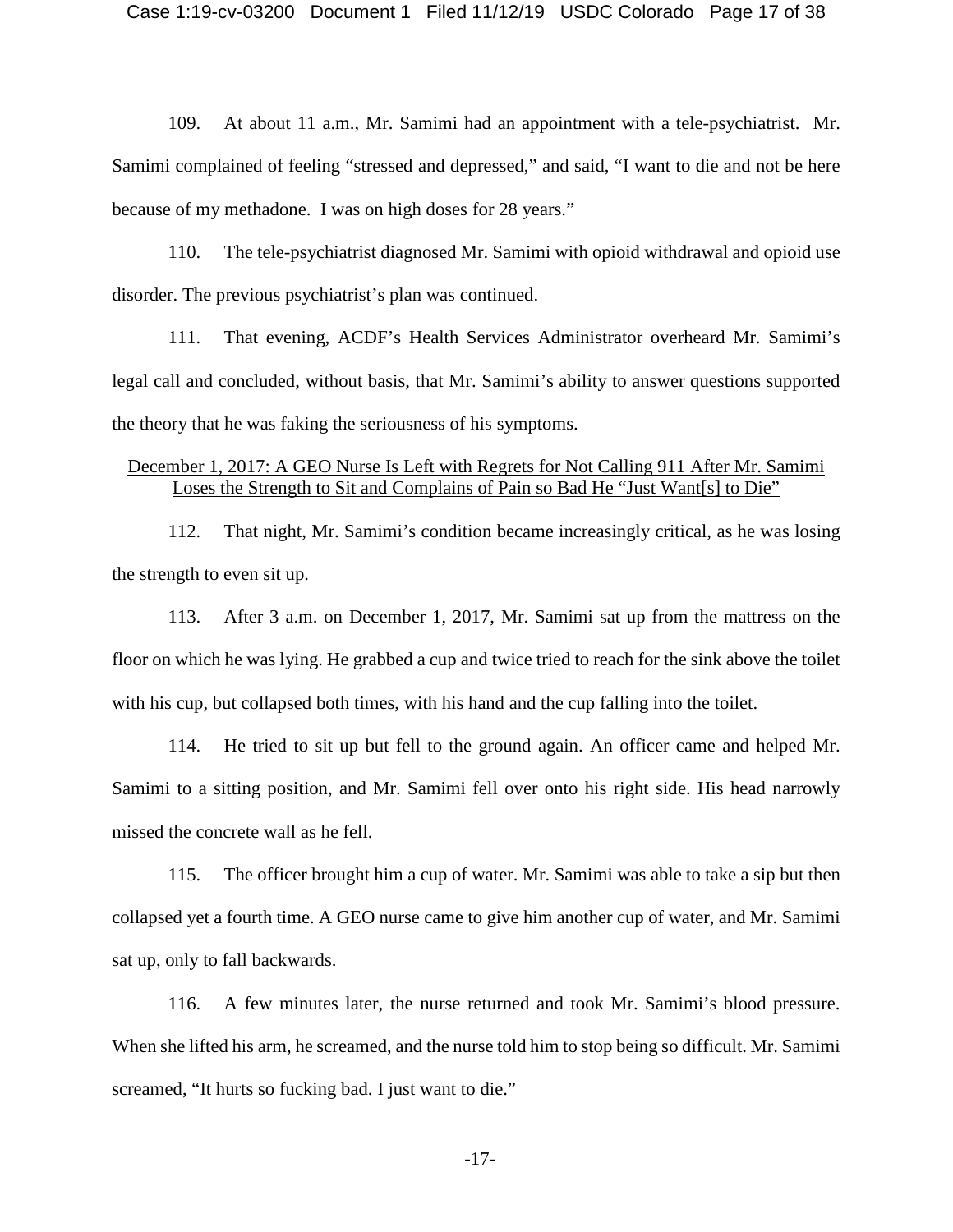109. At about 11 a.m., Mr. Samimi had an appointment with a tele-psychiatrist. Mr. Samimi complained of feeling "stressed and depressed," and said, "I want to die and not be here because of my methadone. I was on high doses for 28 years."

110. The tele-psychiatrist diagnosed Mr. Samimi with opioid withdrawal and opioid use disorder. The previous psychiatrist's plan was continued.

111. That evening, ACDF's Health Services Administrator overheard Mr. Samimi's legal call and concluded, without basis, that Mr. Samimi's ability to answer questions supported the theory that he was faking the seriousness of his symptoms.

<u>December 1, 2017: A GEO Nurse Is Left with Regrets for Not Calling 911 After Mr. Samimi Loses the Strength to Sit and Complains of Pain so Bad He "Just Want[s] to Die"</u>

112. That night, Mr. Samimi's condition became increasingly critical, as he was losing the strength to even sit up.

113. After 3 a.m. on December 1, 2017, Mr. Samimi sat up from the mattress on the floor on which he was lying. He grabbed a cup and twice tried to reach for the sink above the toilet with his cup, but collapsed both times, with his hand and the cup falling into the toilet.

114. He tried to sit up but fell to the ground again. An officer came and helped Mr. Samimi to a sitting position, and Mr. Samimi fell over onto his right side. His head narrowly missed the concrete wall as he fell.

115. The officer brought him a cup of water. Mr. Samimi was able to take a sip but then collapsed yet a fourth time. A GEO nurse came to give him another cup of water, and Mr. Samimi sat up, only to fall backwards.

116. A few minutes later, the nurse returned and took Mr. Samimi's blood pressure. When she lifted his arm, he screamed, and the nurse told him to stop being so difficult. Mr. Samimi screamed, "It hurts so fucking bad. I just want to die."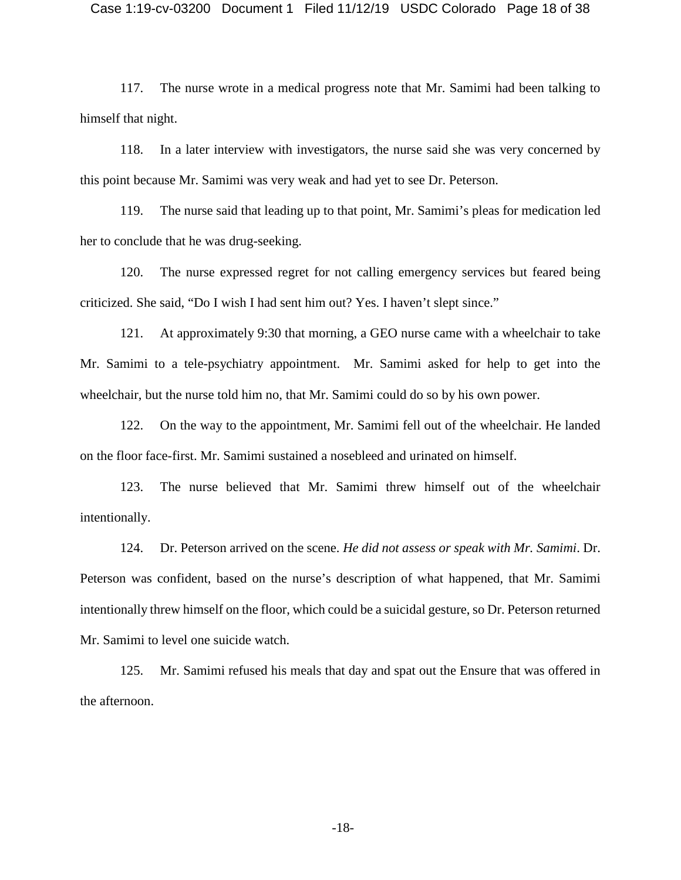117. The nurse wrote in a medical progress note that Mr. Samimi had been talking to himself that night.

118. In a later interview with investigators, the nurse said she was very concerned by this point because Mr. Samimi was very weak and had yet to see Dr. Peterson.

119. The nurse said that leading up to that point, Mr. Samimi's pleas for medication led her to conclude that he was drug-seeking.

120. The nurse expressed regret for not calling emergency services but feared being criticized. She said, "Do I wish I had sent him out? Yes. I haven't slept since."

121. At approximately 9:30 that morning, a GEO nurse came with a wheelchair to take Mr. Samimi to a tele-psychiatry appointment. Mr. Samimi asked for help to get into the wheelchair, but the nurse told him no, that Mr. Samimi could do so by his own power.

122. On the way to the appointment, Mr. Samimi fell out of the wheelchair. He landed on the floor face-first. Mr. Samimi sustained a nosebleed and urinated on himself.

123. The nurse believed that Mr. Samimi threw himself out of the wheelchair intentionally.

124. Dr. Peterson arrived on the scene. *He did not assess or speak with Mr. Samimi*. Dr. Peterson was confident, based on the nurse's description of what happened, that Mr. Samimi intentionally threw himself on the floor, which could be a suicidal gesture, so Dr. Peterson returned Mr. Samimi to level one suicide watch.

125. Mr. Samimi refused his meals that day and spat out the Ensure that was offered in the afternoon.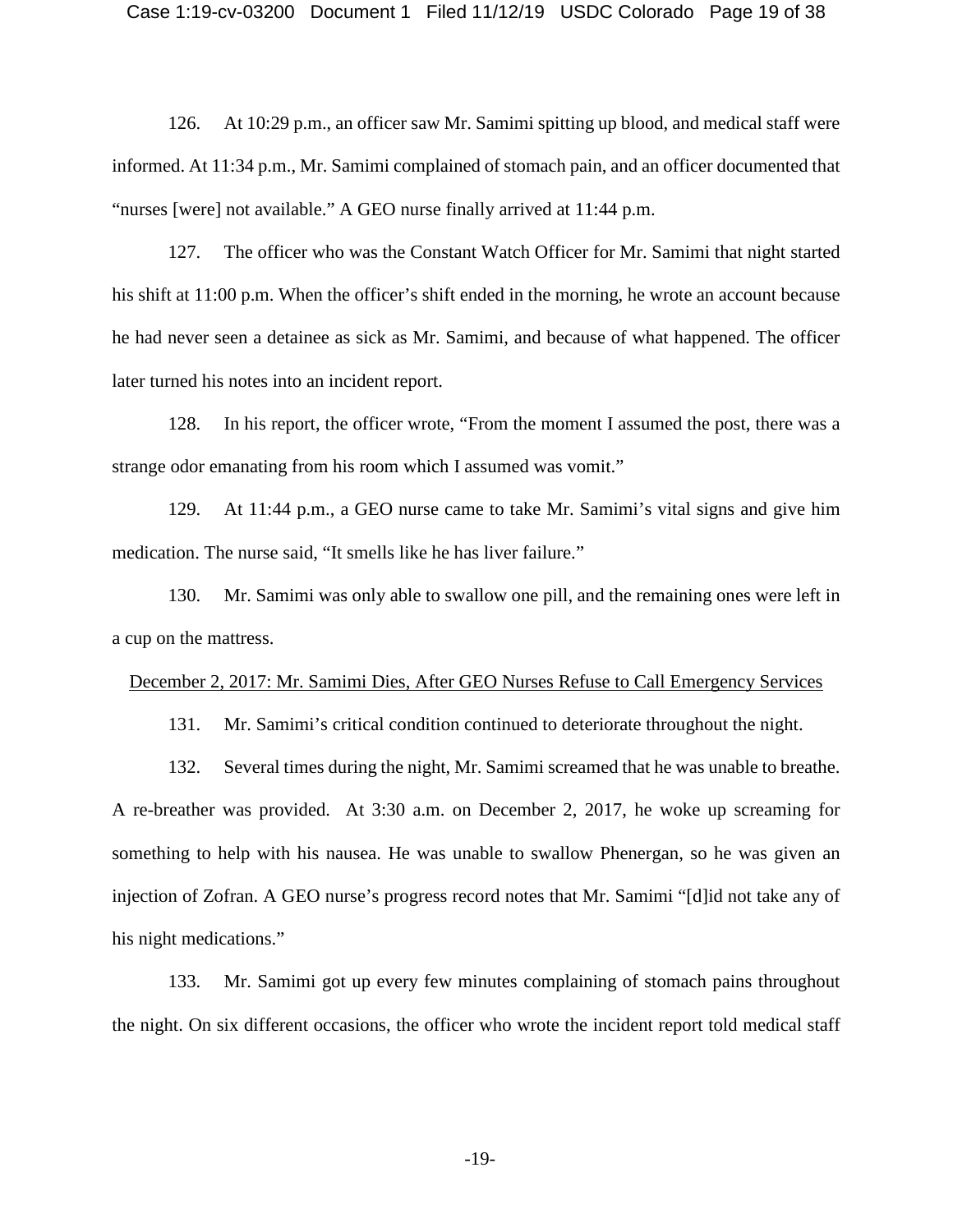126. At 10:29 p.m., an officer saw Mr. Samimi spitting up blood, and medical staff were informed. At 11:34 p.m., Mr. Samimi complained of stomach pain, and an officer documented that "nurses [were] not available." A GEO nurse finally arrived at 11:44 p.m.

127. The officer who was the Constant Watch Officer for Mr. Samimi that night started his shift at 11:00 p.m. When the officer's shift ended in the morning, he wrote an account because he had never seen a detainee as sick as Mr. Samimi, and because of what happened. The officer later turned his notes into an incident report.

128. In his report, the officer wrote, "From the moment I assumed the post, there was a strange odor emanating from his room which I assumed was vomit."

129. At 11:44 p.m., a GEO nurse came to take Mr. Samimi's vital signs and give him medication. The nurse said, "It smells like he has liver failure."

130. Mr. Samimi was only able to swallow one pill, and the remaining ones were left in a cup on the mattress.

<u>December 2, 2017: Mr. Samimi Dies, After GEO Nurses Refuse to Call Emergency Services</u>

131. Mr. Samimi's critical condition continued to deteriorate throughout the night.

132. Several times during the night, Mr. Samimi screamed that he was unable to breathe. A re-breather was provided. At 3:30 a.m. on December 2, 2017, he woke up screaming for something to help with his nausea. He was unable to swallow Phenergan, so he was given an injection of Zofran. A GEO nurse's progress record notes that Mr. Samimi "[d]id not take any of his night medications."

133. Mr. Samimi got up every few minutes complaining of stomach pains throughout the night. On six different occasions, the officer who wrote the incident report told medical staff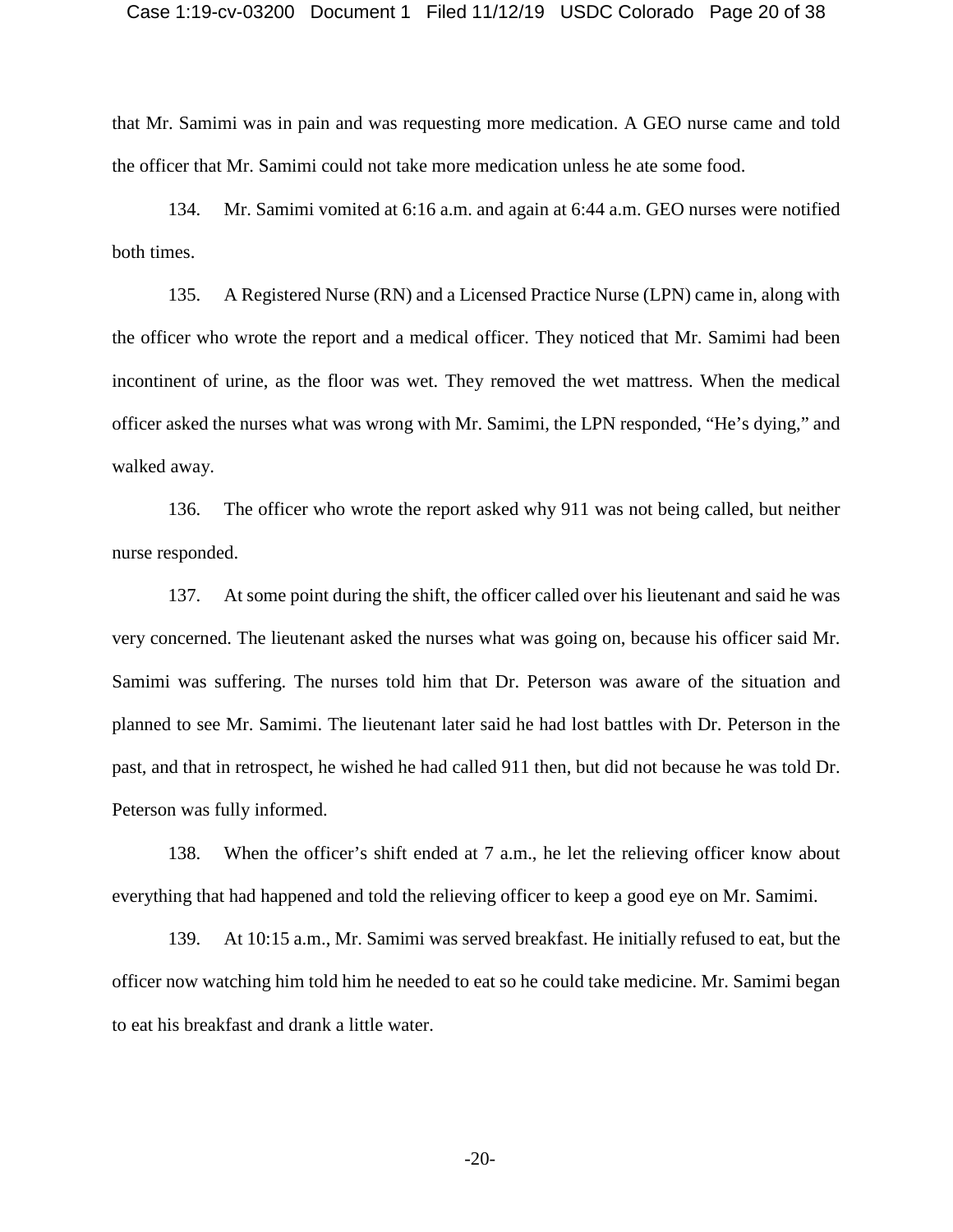that Mr. Samimi was in pain and was requesting more medication. A GEO nurse came and told the officer that Mr. Samimi could not take more medication unless he ate some food.

134. Mr. Samimi vomited at 6:16 a.m. and again at 6:44 a.m. GEO nurses were notified both times.

135. A Registered Nurse (RN) and a Licensed Practice Nurse (LPN) came in, along with the officer who wrote the report and a medical officer. They noticed that Mr. Samimi had been incontinent of urine, as the floor was wet. They removed the wet mattress. When the medical officer asked the nurses what was wrong with Mr. Samimi, the LPN responded, "He's dying," and walked away.

136. The officer who wrote the report asked why 911 was not being called, but neither nurse responded.

137. At some point during the shift, the officer called over his lieutenant and said he was very concerned. The lieutenant asked the nurses what was going on, because his officer said Mr. Samimi was suffering. The nurses told him that Dr. Peterson was aware of the situation and planned to see Mr. Samimi. The lieutenant later said he had lost battles with Dr. Peterson in the past, and that in retrospect, he wished he had called 911 then, but did not because he was told Dr. Peterson was fully informed.

138. When the officer's shift ended at 7 a.m., he let the relieving officer know about everything that had happened and told the relieving officer to keep a good eye on Mr. Samimi.

139. At 10:15 a.m., Mr. Samimi was served breakfast. He initially refused to eat, but the officer now watching him told him he needed to eat so he could take medicine. Mr. Samimi began to eat his breakfast and drank a little water.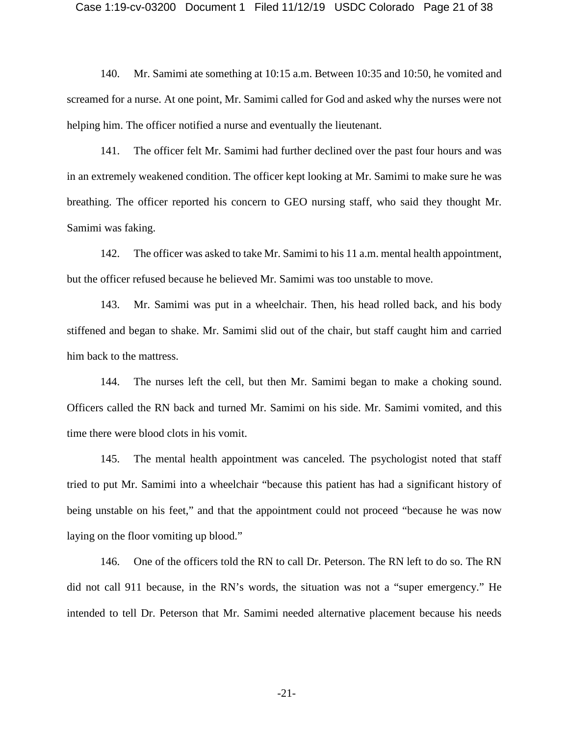140. Mr. Samimi ate something at 10:15 a.m. Between 10:35 and 10:50, he vomited and screamed for a nurse. At one point, Mr. Samimi called for God and asked why the nurses were not helping him. The officer notified a nurse and eventually the lieutenant.

141. The officer felt Mr. Samimi had further declined over the past four hours and was in an extremely weakened condition. The officer kept looking at Mr. Samimi to make sure he was breathing. The officer reported his concern to GEO nursing staff, who said they thought Mr. Samimi was faking.

142. The officer was asked to take Mr. Samimi to his 11 a.m. mental health appointment, but the officer refused because he believed Mr. Samimi was too unstable to move.

143. Mr. Samimi was put in a wheelchair. Then, his head rolled back, and his body stiffened and began to shake. Mr. Samimi slid out of the chair, but staff caught him and carried him back to the mattress.

144. The nurses left the cell, but then Mr. Samimi began to make a choking sound. Officers called the RN back and turned Mr. Samimi on his side. Mr. Samimi vomited, and this time there were blood clots in his vomit.

145. The mental health appointment was canceled. The psychologist noted that staff tried to put Mr. Samimi into a wheelchair "because this patient has had a significant history of being unstable on his feet," and that the appointment could not proceed "because he was now laying on the floor vomiting up blood."

146. One of the officers told the RN to call Dr. Peterson. The RN left to do so. The RN did not call 911 because, in the RN's words, the situation was not a "super emergency." He intended to tell Dr. Peterson that Mr. Samimi needed alternative placement because his needs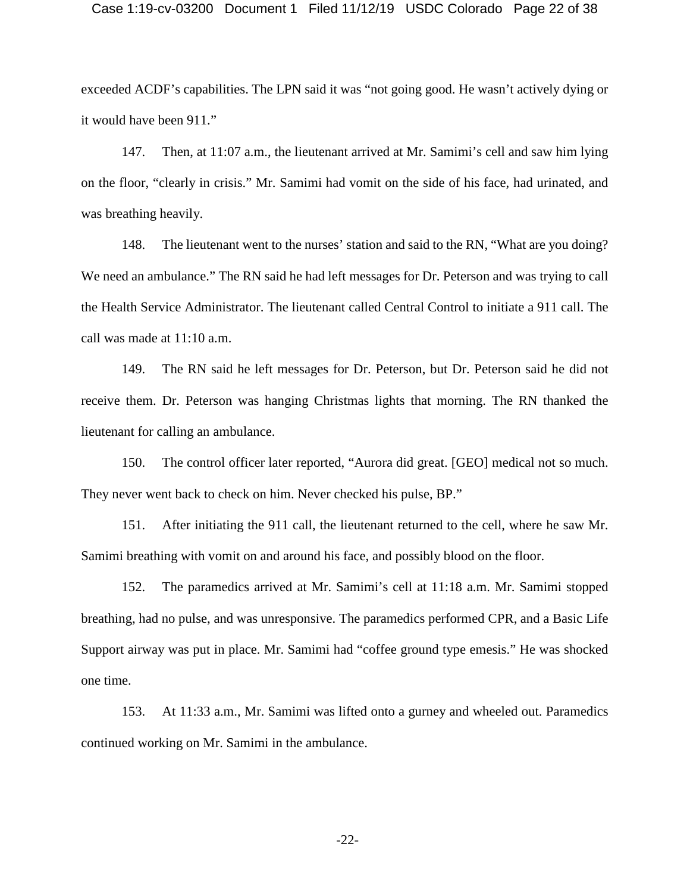exceeded ACDF's capabilities. The LPN said it was "not going good. He wasn't actively dying or it would have been 911."

147. Then, at 11:07 a.m., the lieutenant arrived at Mr. Samimi's cell and saw him lying on the floor, "clearly in crisis." Mr. Samimi had vomit on the side of his face, had urinated, and was breathing heavily.

148. The lieutenant went to the nurses' station and said to the RN, "What are you doing? We need an ambulance." The RN said he had left messages for Dr. Peterson and was trying to call the Health Service Administrator. The lieutenant called Central Control to initiate a 911 call. The call was made at 11:10 a.m.

149. The RN said he left messages for Dr. Peterson, but Dr. Peterson said he did not receive them. Dr. Peterson was hanging Christmas lights that morning. The RN thanked the lieutenant for calling an ambulance.

150. The control officer later reported, "Aurora did great. [GEO] medical not so much. They never went back to check on him. Never checked his pulse, BP."

151. After initiating the 911 call, the lieutenant returned to the cell, where he saw Mr. Samimi breathing with vomit on and around his face, and possibly blood on the floor.

152. The paramedics arrived at Mr. Samimi's cell at 11:18 a.m. Mr. Samimi stopped breathing, had no pulse, and was unresponsive. The paramedics performed CPR, and a Basic Life Support airway was put in place. Mr. Samimi had "coffee ground type emesis." He was shocked one time.

153. At 11:33 a.m., Mr. Samimi was lifted onto a gurney and wheeled out. Paramedics continued working on Mr. Samimi in the ambulance.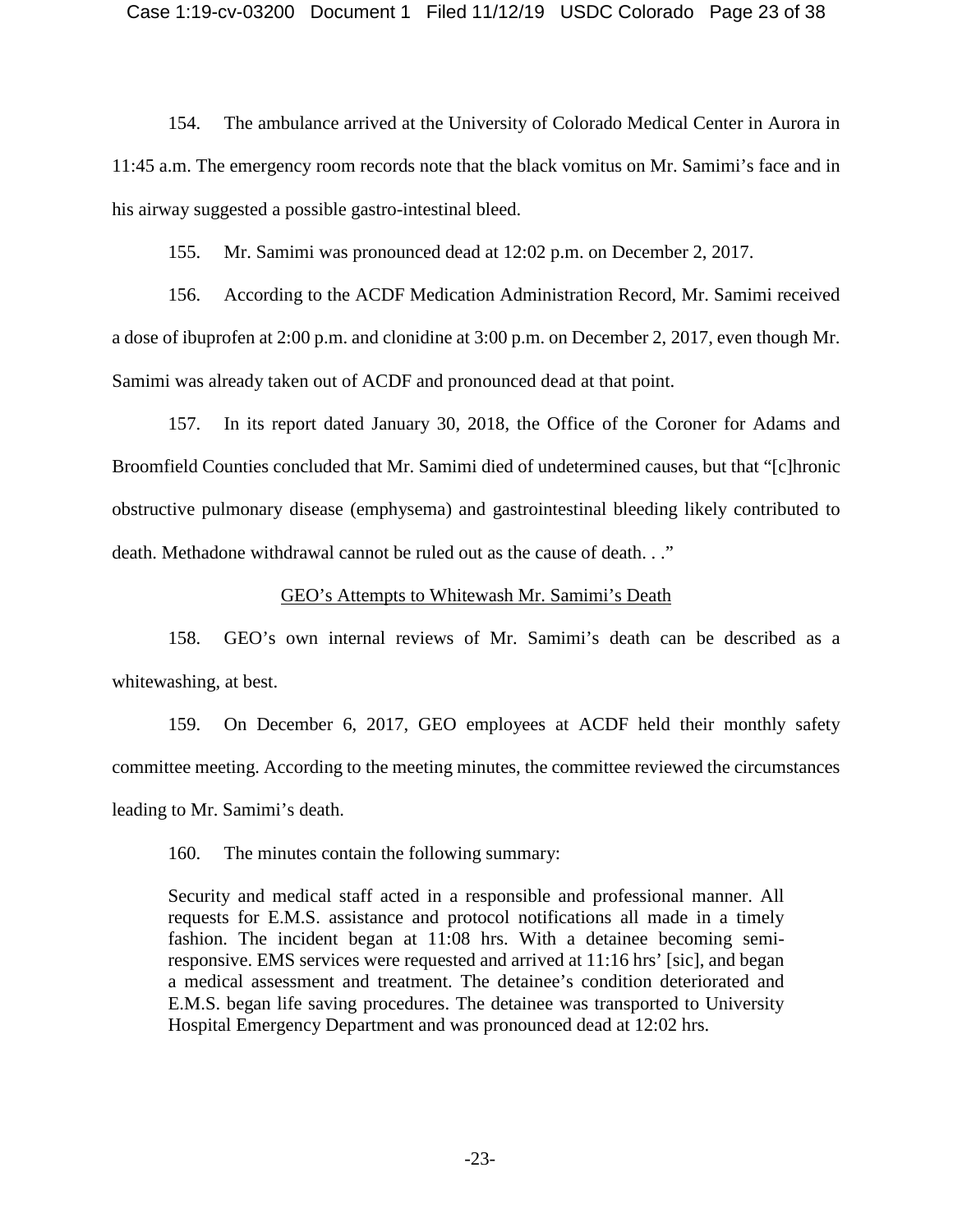154. The ambulance arrived at the University of Colorado Medical Center in Aurora in 11:45 a.m. The emergency room records note that the black vomitus on Mr. Samimi's face and in his airway suggested a possible gastro-intestinal bleed.

155. Mr. Samimi was pronounced dead at 12:02 p.m. on December 2, 2017.

156. According to the ACDF Medication Administration Record, Mr. Samimi received a dose of ibuprofen at 2:00 p.m. and clonidine at 3:00 p.m. on December 2, 2017, even though Mr. Samimi was already taken out of ACDF and pronounced dead at that point.

157. In its report dated January 30, 2018, the Office of the Coroner for Adams and Broomfield Counties concluded that Mr. Samimi died of undetermined causes, but that "[c]hronic obstructive pulmonary disease (emphysema) and gastrointestinal bleeding likely contributed to death. Methadone withdrawal cannot be ruled out as the cause of death. . ."

<u>GEO's Attempts to Whitewash Mr. Samimi's Death</u>

158. GEO's own internal reviews of Mr. Samimi's death can be described as a whitewashing, at best.

159. On December 6, 2017, GEO employees at ACDF held their monthly safety committee meeting. According to the meeting minutes, the committee reviewed the circumstances leading to Mr. Samimi's death.

160. The minutes contain the following summary:

> Security and medical staff acted in a responsible and professional manner. All requests for E.M.S. assistance and protocol notifications all made in a timely fashion. The incident began at 11:08 hrs. With a detainee becoming semi-responsive. EMS services were requested and arrived at 11:16 hrs' [sic], and began a medical assessment and treatment. The detainee's condition deteriorated and E.M.S. began life saving procedures. The detainee was transported to University Hospital Emergency Department and was pronounced dead at 12:02 hrs.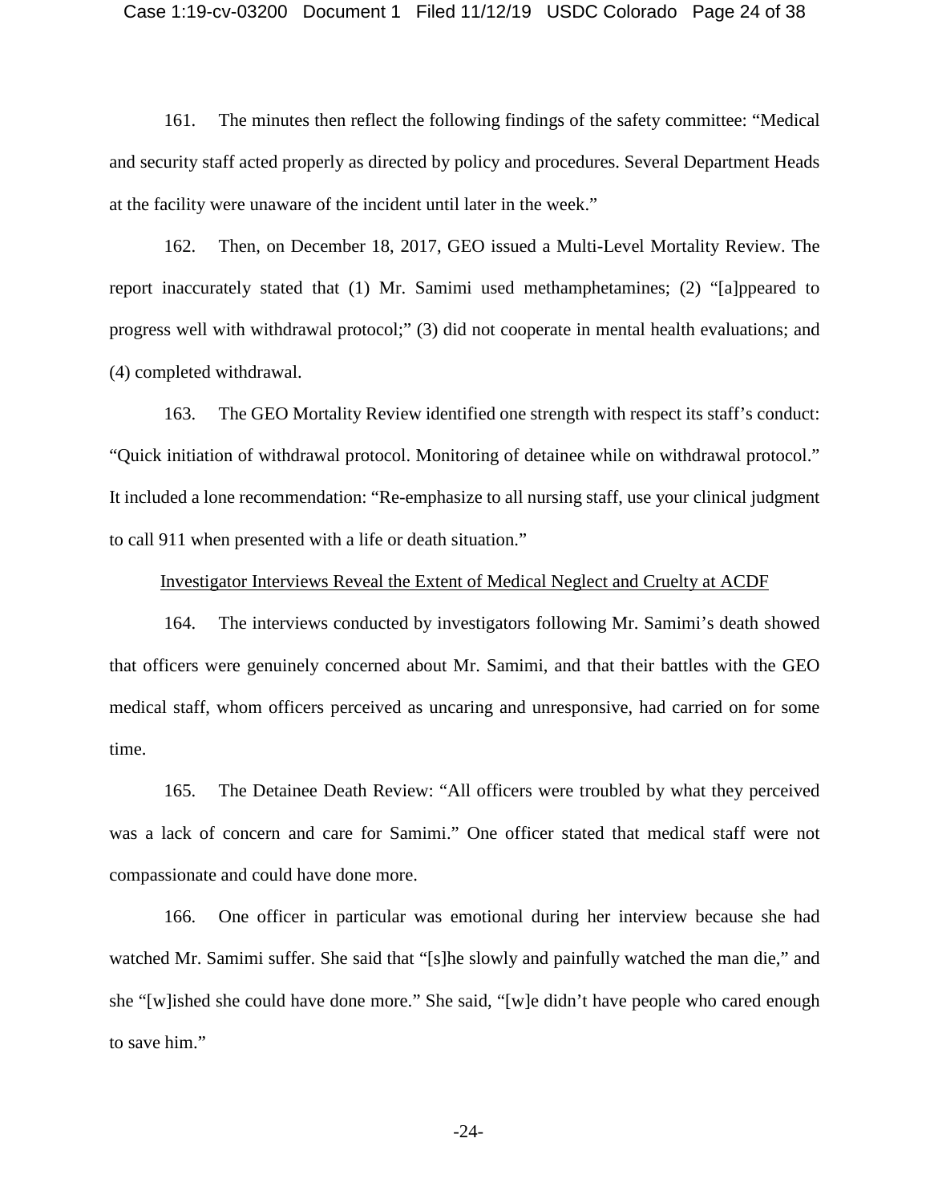161. The minutes then reflect the following findings of the safety committee: "Medical and security staff acted properly as directed by policy and procedures. Several Department Heads at the facility were unaware of the incident until later in the week."

162. Then, on December 18, 2017, GEO issued a Multi-Level Mortality Review. The report inaccurately stated that (1) Mr. Samimi used methamphetamines; (2) "[a]ppeared to progress well with withdrawal protocol;" (3) did not cooperate in mental health evaluations; and (4) completed withdrawal.

163. The GEO Mortality Review identified one strength with respect its staff's conduct: "Quick initiation of withdrawal protocol. Monitoring of detainee while on withdrawal protocol." It included a lone recommendation: "Re-emphasize to all nursing staff, use your clinical judgment to call 911 when presented with a life or death situation."

<u>Investigator Interviews Reveal the Extent of Medical Neglect and Cruelty at ACDF</u>

164. The interviews conducted by investigators following Mr. Samimi's death showed that officers were genuinely concerned about Mr. Samimi, and that their battles with the GEO medical staff, whom officers perceived as uncaring and unresponsive, had carried on for some time.

165. The Detainee Death Review: "All officers were troubled by what they perceived was a lack of concern and care for Samimi." One officer stated that medical staff were not compassionate and could have done more.

166. One officer in particular was emotional during her interview because she had watched Mr. Samimi suffer. She said that "[s]he slowly and painfully watched the man die," and she "[w]ished she could have done more." She said, "[w]e didn't have people who cared enough to save him."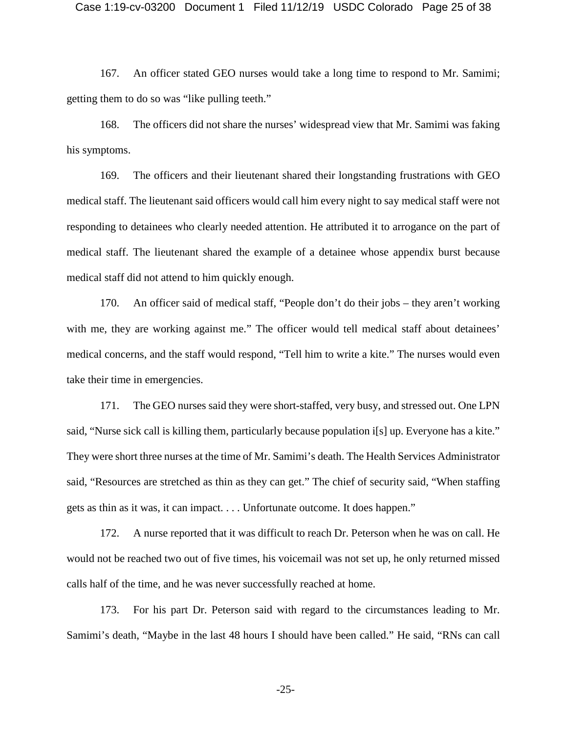167. An officer stated GEO nurses would take a long time to respond to Mr. Samimi; getting them to do so was "like pulling teeth."

168. The officers did not share the nurses' widespread view that Mr. Samimi was faking his symptoms.

169. The officers and their lieutenant shared their longstanding frustrations with GEO medical staff. The lieutenant said officers would call him every night to say medical staff were not responding to detainees who clearly needed attention. He attributed it to arrogance on the part of medical staff. The lieutenant shared the example of a detainee whose appendix burst because medical staff did not attend to him quickly enough.

170. An officer said of medical staff, "People don't do their jobs – they aren't working with me, they are working against me." The officer would tell medical staff about detainees' medical concerns, and the staff would respond, "Tell him to write a kite." The nurses would even take their time in emergencies.

171. The GEO nurses said they were short-staffed, very busy, and stressed out. One LPN said, "Nurse sick call is killing them, particularly because population i[s] up. Everyone has a kite." They were short three nurses at the time of Mr. Samimi's death. The Health Services Administrator said, "Resources are stretched as thin as they can get." The chief of security said, "When staffing gets as thin as it was, it can impact. . . . Unfortunate outcome. It does happen."

172. A nurse reported that it was difficult to reach Dr. Peterson when he was on call. He would not be reached two out of five times, his voicemail was not set up, he only returned missed calls half of the time, and he was never successfully reached at home.

173. For his part Dr. Peterson said with regard to the circumstances leading to Mr. Samimi's death, "Maybe in the last 48 hours I should have been called." He said, "RNs can call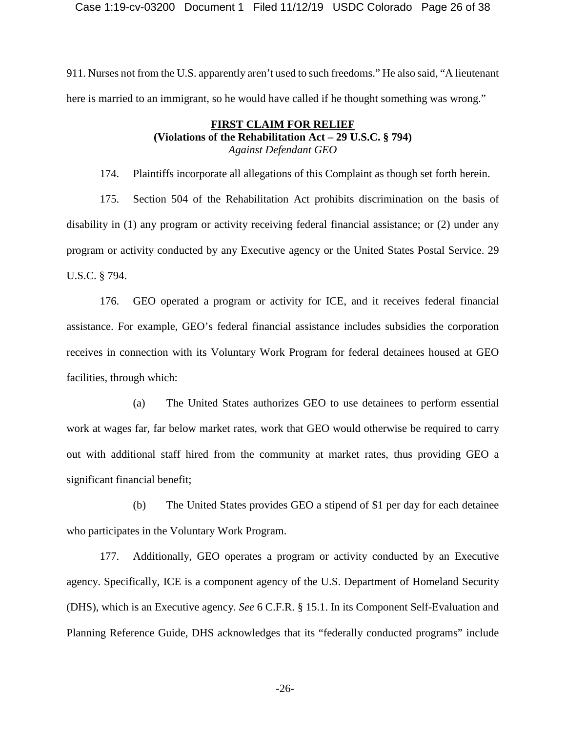911. Nurses not from the U.S. apparently aren't used to such freedoms." He also said, "A lieutenant here is married to an immigrant, so he would have called if he thought something was wrong."

## FIRST CLAIM FOR RELIEF

**(Violations of the Rehabilitation Act – 29 U.S.C. § 794)**

*Against Defendant GEO*

174. Plaintiffs incorporate all allegations of this Complaint as though set forth herein.

175. Section 504 of the Rehabilitation Act prohibits discrimination on the basis of disability in (1) any program or activity receiving federal financial assistance; or (2) under any program or activity conducted by any Executive agency or the United States Postal Service. 29 U.S.C. § 794.

176. GEO operated a program or activity for ICE, and it receives federal financial assistance. For example, GEO's federal financial assistance includes subsidies the corporation receives in connection with its Voluntary Work Program for federal detainees housed at GEO facilities, through which:

(a) The United States authorizes GEO to use detainees to perform essential work at wages far, far below market rates, work that GEO would otherwise be required to carry out with additional staff hired from the community at market rates, thus providing GEO a significant financial benefit;

(b) The United States provides GEO a stipend of $1 per day for each detainee who participates in the Voluntary Work Program.

177. Additionally, GEO operates a program or activity conducted by an Executive agency. Specifically, ICE is a component agency of the U.S. Department of Homeland Security (DHS), which is an Executive agency. *See* 6 C.F.R. § 15.1. In its Component Self-Evaluation and Planning Reference Guide, DHS acknowledges that its "federally conducted programs" include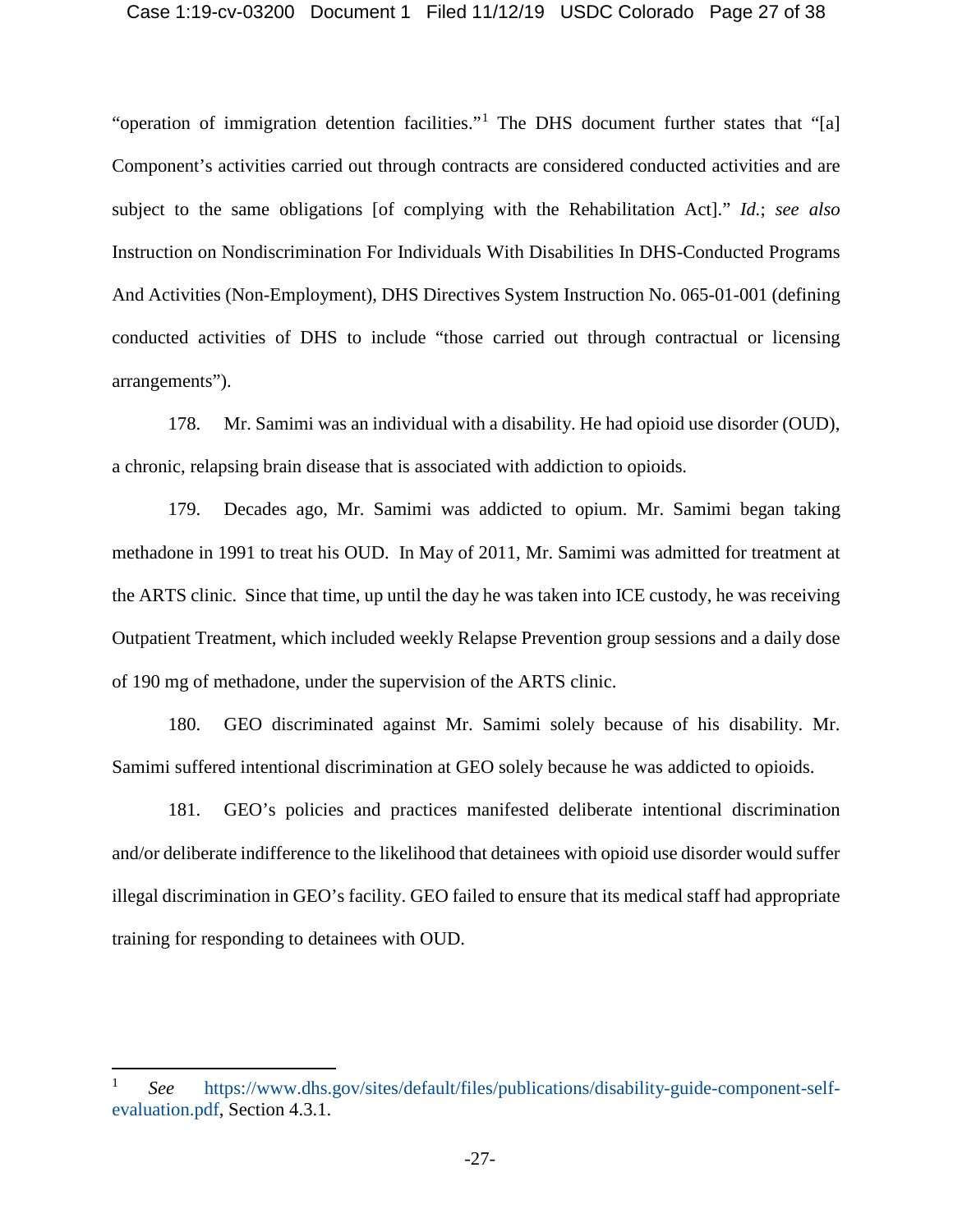"operation of immigration detention facilities."[1] The DHS document further states that "[a] Component's activities carried out through contracts are considered conducted activities and are subject to the same obligations [of complying with the Rehabilitation Act]." *Id.*; *see also* Instruction on Nondiscrimination For Individuals With Disabilities In DHS-Conducted Programs And Activities (Non-Employment), DHS Directives System Instruction No. 065-01-001 (defining conducted activities of DHS to include "those carried out through contractual or licensing arrangements").

178. Mr. Samimi was an individual with a disability. He had opioid use disorder (OUD), a chronic, relapsing brain disease that is associated with addiction to opioids.

179. Decades ago, Mr. Samimi was addicted to opium. Mr. Samimi began taking methadone in 1991 to treat his OUD. In May of 2011, Mr. Samimi was admitted for treatment at the ARTS clinic. Since that time, up until the day he was taken into ICE custody, he was receiving Outpatient Treatment, which included weekly Relapse Prevention group sessions and a daily dose of 190 mg of methadone, under the supervision of the ARTS clinic.

180. GEO discriminated against Mr. Samimi solely because of his disability. Mr. Samimi suffered intentional discrimination at GEO solely because he was addicted to opioids.

181. GEO's policies and practices manifested deliberate intentional discrimination and/or deliberate indifference to the likelihood that detainees with opioid use disorder would suffer illegal discrimination in GEO's facility. GEO failed to ensure that its medical staff had appropriate training for responding to detainees with OUD.

---

[1] *See* https://www.dhs.gov/sites/default/files/publications/disability-guide-component-self-evaluation.pdf, Section 4.3.1.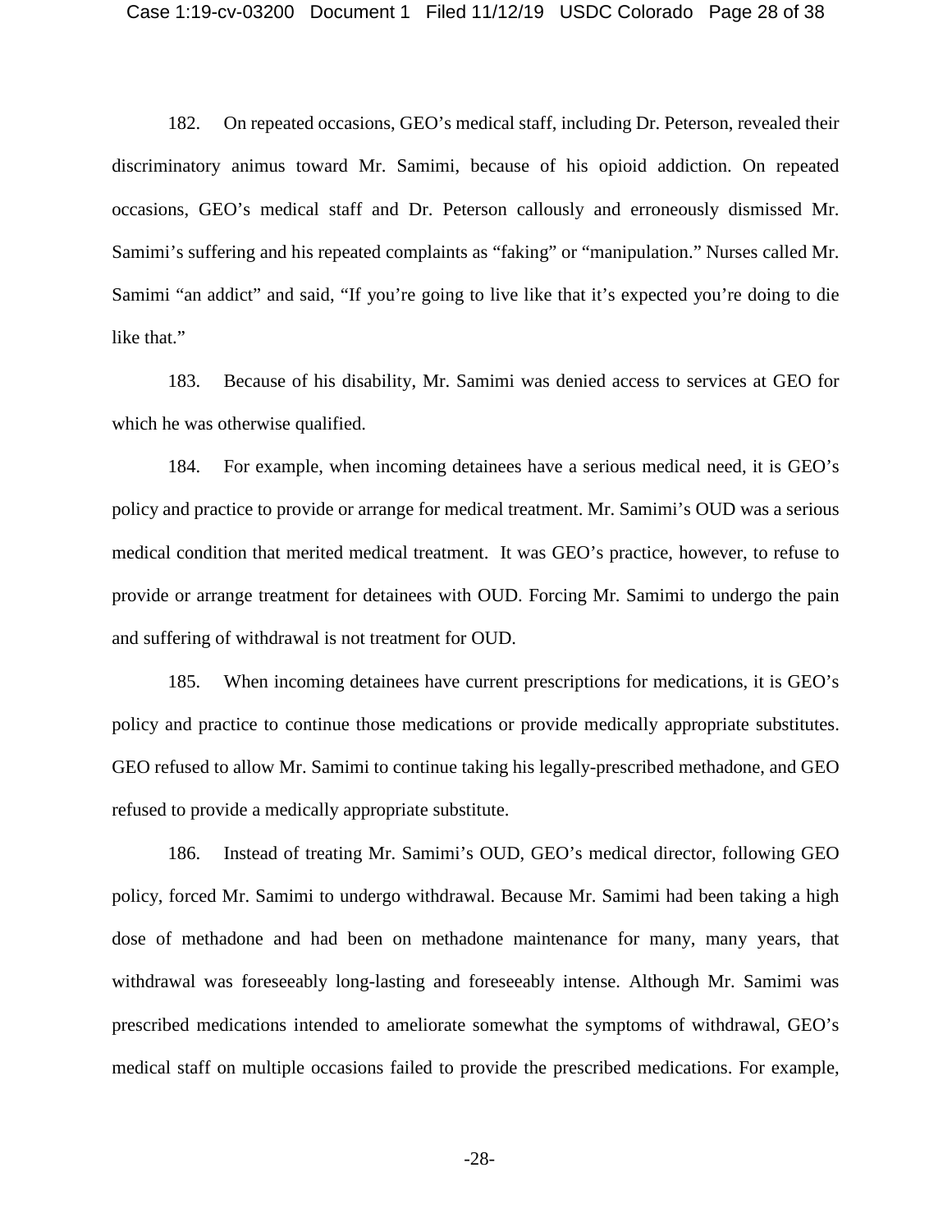182. On repeated occasions, GEO's medical staff, including Dr. Peterson, revealed their discriminatory animus toward Mr. Samimi, because of his opioid addiction. On repeated occasions, GEO's medical staff and Dr. Peterson callously and erroneously dismissed Mr. Samimi's suffering and his repeated complaints as "faking" or "manipulation." Nurses called Mr. Samimi "an addict" and said, "If you're going to live like that it's expected you're doing to die like that."

183. Because of his disability, Mr. Samimi was denied access to services at GEO for which he was otherwise qualified.

184. For example, when incoming detainees have a serious medical need, it is GEO's policy and practice to provide or arrange for medical treatment. Mr. Samimi's OUD was a serious medical condition that merited medical treatment. It was GEO's practice, however, to refuse to provide or arrange treatment for detainees with OUD. Forcing Mr. Samimi to undergo the pain and suffering of withdrawal is not treatment for OUD.

185. When incoming detainees have current prescriptions for medications, it is GEO's policy and practice to continue those medications or provide medically appropriate substitutes. GEO refused to allow Mr. Samimi to continue taking his legally-prescribed methadone, and GEO refused to provide a medically appropriate substitute.

186. Instead of treating Mr. Samimi's OUD, GEO's medical director, following GEO policy, forced Mr. Samimi to undergo withdrawal. Because Mr. Samimi had been taking a high dose of methadone and had been on methadone maintenance for many, many years, that withdrawal was foreseeably long-lasting and foreseeably intense. Although Mr. Samimi was prescribed medications intended to ameliorate somewhat the symptoms of withdrawal, GEO's medical staff on multiple occasions failed to provide the prescribed medications. For example,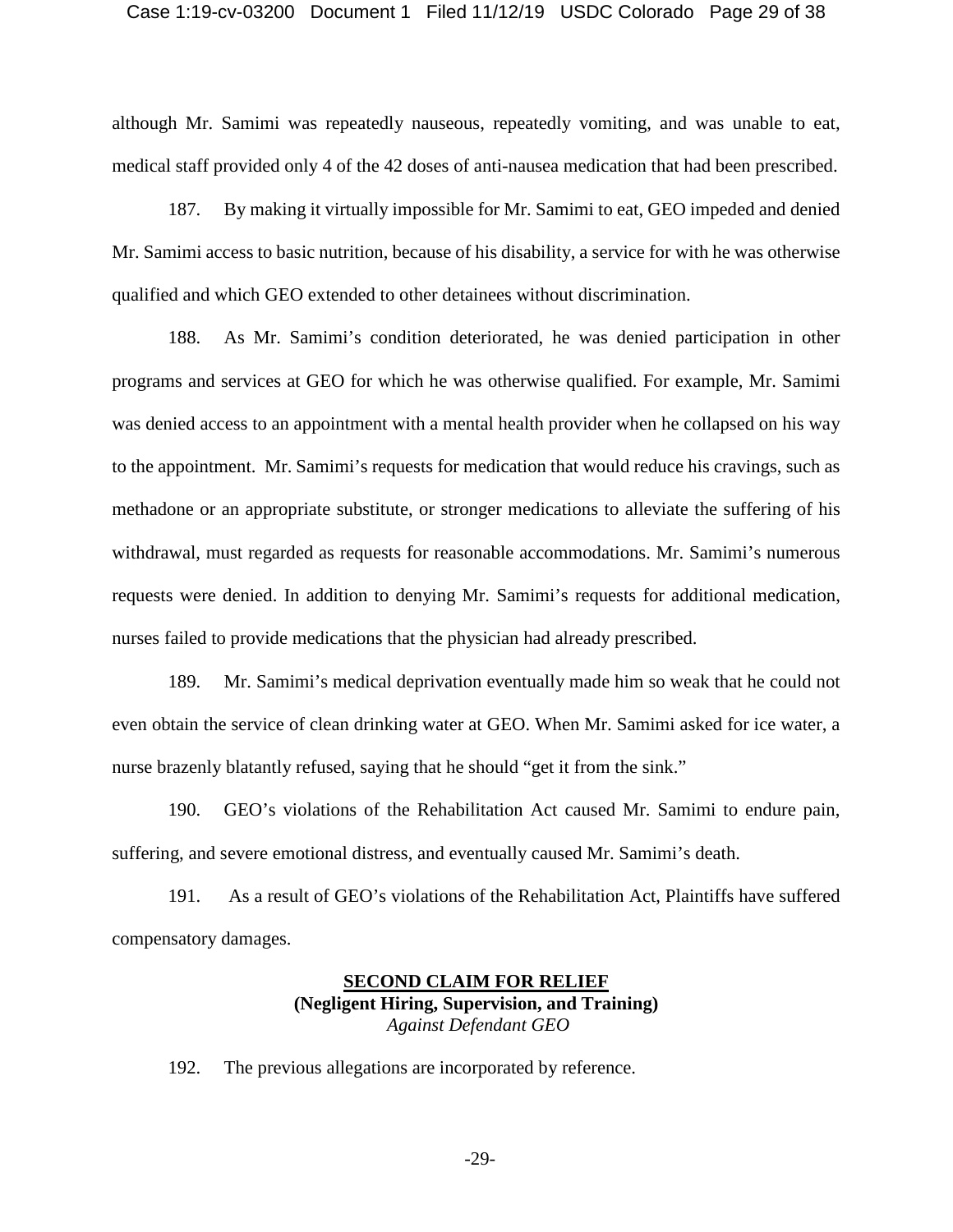although Mr. Samimi was repeatedly nauseous, repeatedly vomiting, and was unable to eat, medical staff provided only 4 of the 42 doses of anti-nausea medication that had been prescribed.

187. By making it virtually impossible for Mr. Samimi to eat, GEO impeded and denied Mr. Samimi access to basic nutrition, because of his disability, a service for with he was otherwise qualified and which GEO extended to other detainees without discrimination.

188. As Mr. Samimi's condition deteriorated, he was denied participation in other programs and services at GEO for which he was otherwise qualified. For example, Mr. Samimi was denied access to an appointment with a mental health provider when he collapsed on his way to the appointment. Mr. Samimi's requests for medication that would reduce his cravings, such as methadone or an appropriate substitute, or stronger medications to alleviate the suffering of his withdrawal, must regarded as requests for reasonable accommodations. Mr. Samimi's numerous requests were denied. In addition to denying Mr. Samimi's requests for additional medication, nurses failed to provide medications that the physician had already prescribed.

189. Mr. Samimi's medical deprivation eventually made him so weak that he could not even obtain the service of clean drinking water at GEO. When Mr. Samimi asked for ice water, a nurse brazenly blatantly refused, saying that he should "get it from the sink."

190. GEO's violations of the Rehabilitation Act caused Mr. Samimi to endure pain, suffering, and severe emotional distress, and eventually caused Mr. Samimi's death.

191. As a result of GEO's violations of the Rehabilitation Act, Plaintiffs have suffered compensatory damages.

## SECOND CLAIM FOR RELIEF
**(Negligent Hiring, Supervision, and Training)**
*Against Defendant GEO*

192. The previous allegations are incorporated by reference.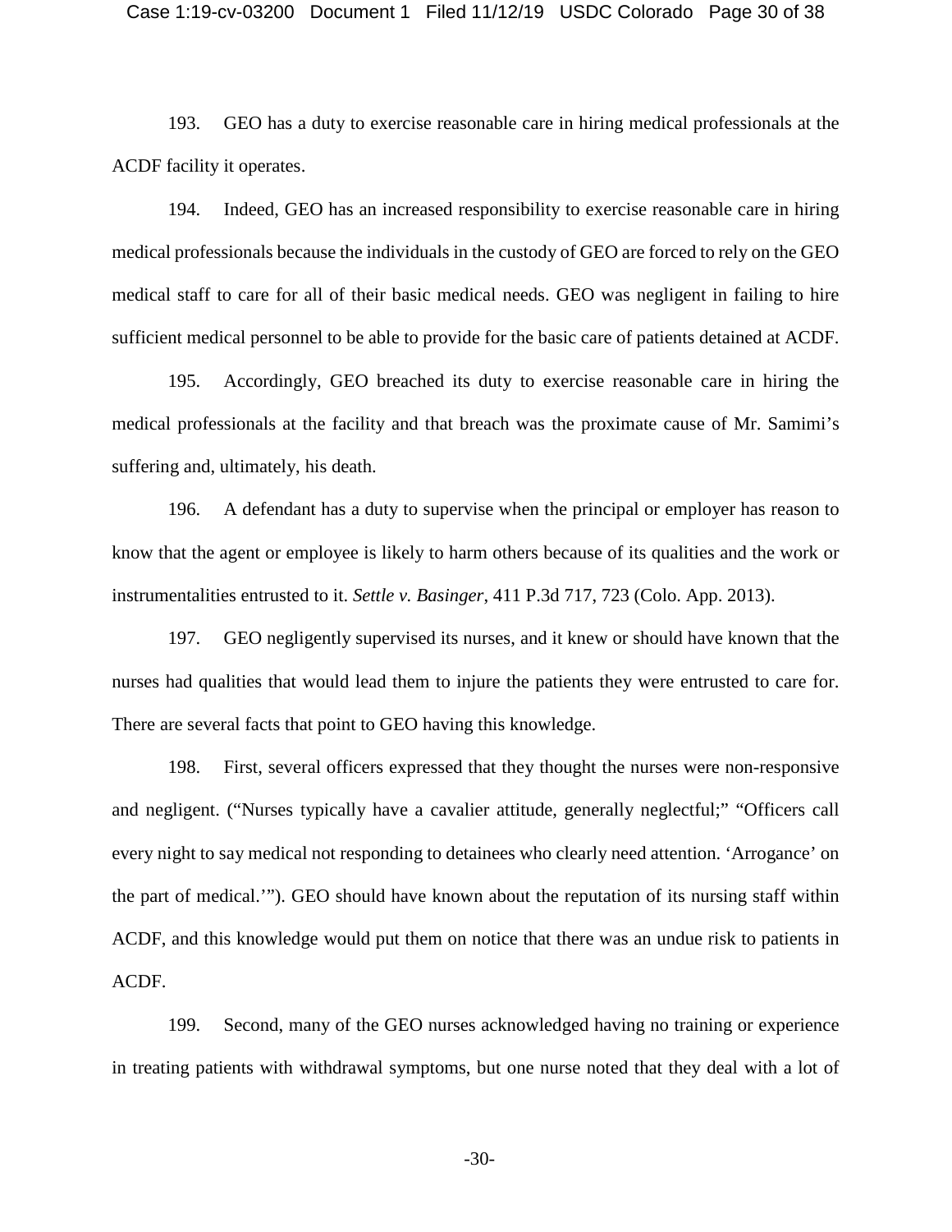193. GEO has a duty to exercise reasonable care in hiring medical professionals at the ACDF facility it operates.

194. Indeed, GEO has an increased responsibility to exercise reasonable care in hiring medical professionals because the individuals in the custody of GEO are forced to rely on the GEO medical staff to care for all of their basic medical needs. GEO was negligent in failing to hire sufficient medical personnel to be able to provide for the basic care of patients detained at ACDF.

195. Accordingly, GEO breached its duty to exercise reasonable care in hiring the medical professionals at the facility and that breach was the proximate cause of Mr. Samimi's suffering and, ultimately, his death.

196. A defendant has a duty to supervise when the principal or employer has reason to know that the agent or employee is likely to harm others because of its qualities and the work or instrumentalities entrusted to it. *Settle v. Basinger*, 411 P.3d 717, 723 (Colo. App. 2013).

197. GEO negligently supervised its nurses, and it knew or should have known that the nurses had qualities that would lead them to injure the patients they were entrusted to care for. There are several facts that point to GEO having this knowledge.

198. First, several officers expressed that they thought the nurses were non-responsive and negligent. ("Nurses typically have a cavalier attitude, generally neglectful;" "Officers call every night to say medical not responding to detainees who clearly need attention. 'Arrogance' on the part of medical.'"). GEO should have known about the reputation of its nursing staff within ACDF, and this knowledge would put them on notice that there was an undue risk to patients in ACDF.

199. Second, many of the GEO nurses acknowledged having no training or experience in treating patients with withdrawal symptoms, but one nurse noted that they deal with a lot of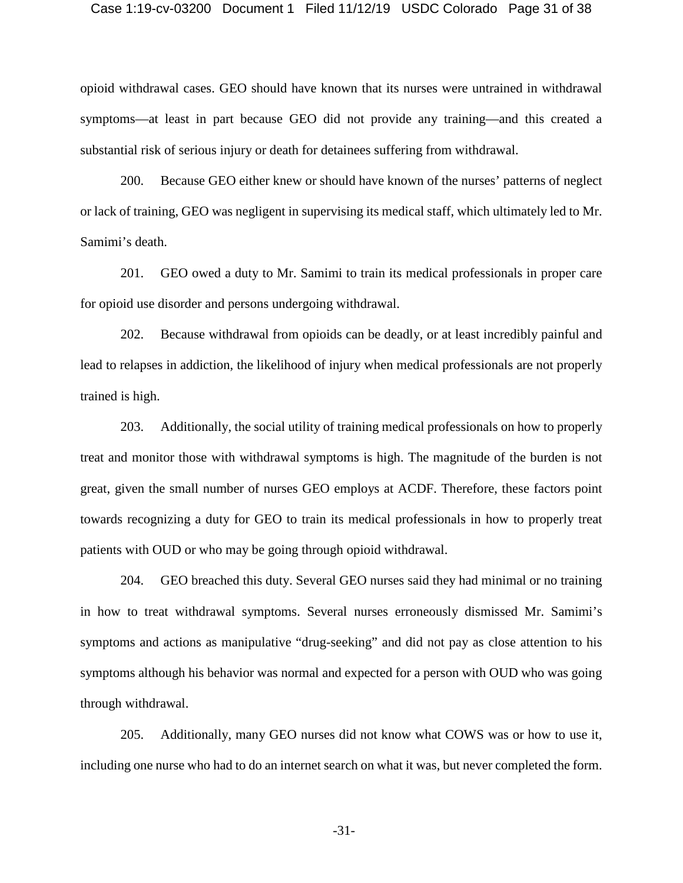opioid withdrawal cases. GEO should have known that its nurses were untrained in withdrawal symptoms—at least in part because GEO did not provide any training—and this created a substantial risk of serious injury or death for detainees suffering from withdrawal.

200. Because GEO either knew or should have known of the nurses' patterns of neglect or lack of training, GEO was negligent in supervising its medical staff, which ultimately led to Mr. Samimi's death.

201. GEO owed a duty to Mr. Samimi to train its medical professionals in proper care for opioid use disorder and persons undergoing withdrawal.

202. Because withdrawal from opioids can be deadly, or at least incredibly painful and lead to relapses in addiction, the likelihood of injury when medical professionals are not properly trained is high.

203. Additionally, the social utility of training medical professionals on how to properly treat and monitor those with withdrawal symptoms is high. The magnitude of the burden is not great, given the small number of nurses GEO employs at ACDF. Therefore, these factors point towards recognizing a duty for GEO to train its medical professionals in how to properly treat patients with OUD or who may be going through opioid withdrawal.

204. GEO breached this duty. Several GEO nurses said they had minimal or no training in how to treat withdrawal symptoms. Several nurses erroneously dismissed Mr. Samimi's symptoms and actions as manipulative "drug-seeking" and did not pay as close attention to his symptoms although his behavior was normal and expected for a person with OUD who was going through withdrawal.

205. Additionally, many GEO nurses did not know what COWS was or how to use it, including one nurse who had to do an internet search on what it was, but never completed the form.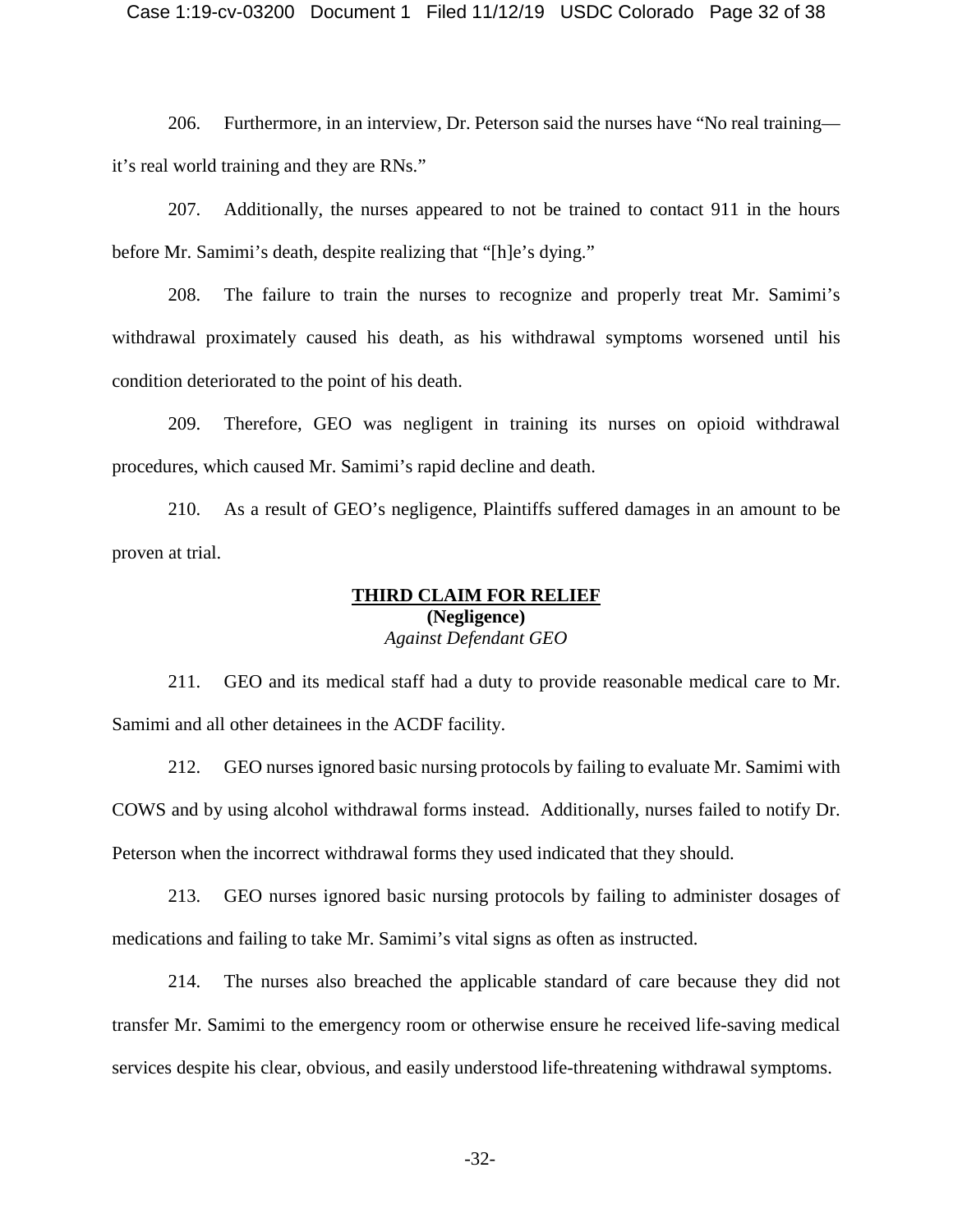206. Furthermore, in an interview, Dr. Peterson said the nurses have "No real training—it's real world training and they are RNs."

207. Additionally, the nurses appeared to not be trained to contact 911 in the hours before Mr. Samimi's death, despite realizing that "[h]e's dying."

208. The failure to train the nurses to recognize and properly treat Mr. Samimi's withdrawal proximately caused his death, as his withdrawal symptoms worsened until his condition deteriorated to the point of his death.

209. Therefore, GEO was negligent in training its nurses on opioid withdrawal procedures, which caused Mr. Samimi's rapid decline and death.

210. As a result of GEO's negligence, Plaintiffs suffered damages in an amount to be proven at trial.

## THIRD CLAIM FOR RELIEF

**(Negligence)**

*Against Defendant GEO*

211. GEO and its medical staff had a duty to provide reasonable medical care to Mr. Samimi and all other detainees in the ACDF facility.

212. GEO nurses ignored basic nursing protocols by failing to evaluate Mr. Samimi with COWS and by using alcohol withdrawal forms instead. Additionally, nurses failed to notify Dr. Peterson when the incorrect withdrawal forms they used indicated that they should.

213. GEO nurses ignored basic nursing protocols by failing to administer dosages of medications and failing to take Mr. Samimi's vital signs as often as instructed.

214. The nurses also breached the applicable standard of care because they did not transfer Mr. Samimi to the emergency room or otherwise ensure he received life-saving medical services despite his clear, obvious, and easily understood life-threatening withdrawal symptoms.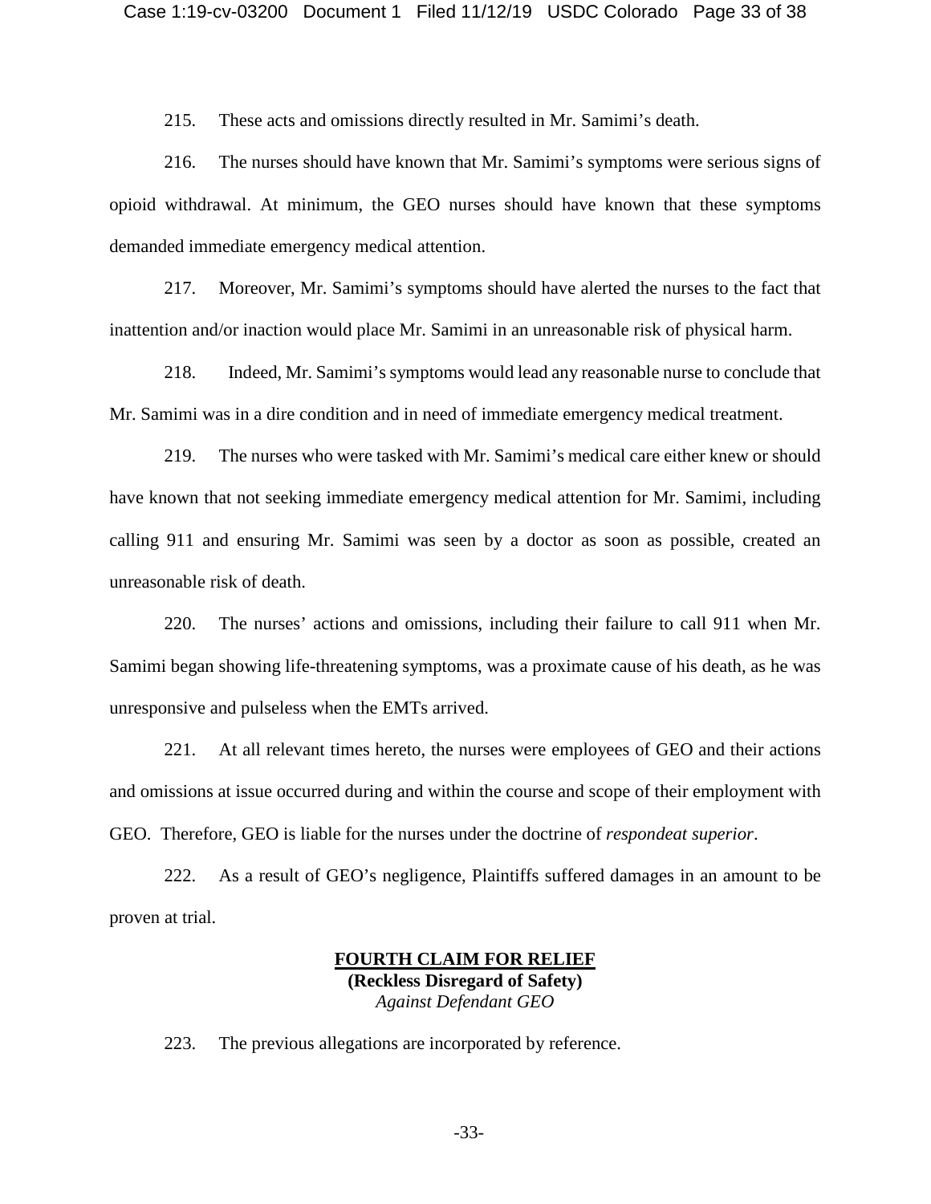215. These acts and omissions directly resulted in Mr. Samimi's death.

216. The nurses should have known that Mr. Samimi's symptoms were serious signs of opioid withdrawal. At minimum, the GEO nurses should have known that these symptoms demanded immediate emergency medical attention.

217. Moreover, Mr. Samimi's symptoms should have alerted the nurses to the fact that inattention and/or inaction would place Mr. Samimi in an unreasonable risk of physical harm.

218. Indeed, Mr. Samimi's symptoms would lead any reasonable nurse to conclude that Mr. Samimi was in a dire condition and in need of immediate emergency medical treatment.

219. The nurses who were tasked with Mr. Samimi's medical care either knew or should have known that not seeking immediate emergency medical attention for Mr. Samimi, including calling 911 and ensuring Mr. Samimi was seen by a doctor as soon as possible, created an unreasonable risk of death.

220. The nurses' actions and omissions, including their failure to call 911 when Mr. Samimi began showing life-threatening symptoms, was a proximate cause of his death, as he was unresponsive and pulseless when the EMTs arrived.

221. At all relevant times hereto, the nurses were employees of GEO and their actions and omissions at issue occurred during and within the course and scope of their employment with GEO. Therefore, GEO is liable for the nurses under the doctrine of *respondeat superior*.

222. As a result of GEO's negligence, Plaintiffs suffered damages in an amount to be proven at trial.

## FOURTH CLAIM FOR RELIEF

**(Reckless Disregard of Safety)**

*Against Defendant GEO*

223. The previous allegations are incorporated by reference.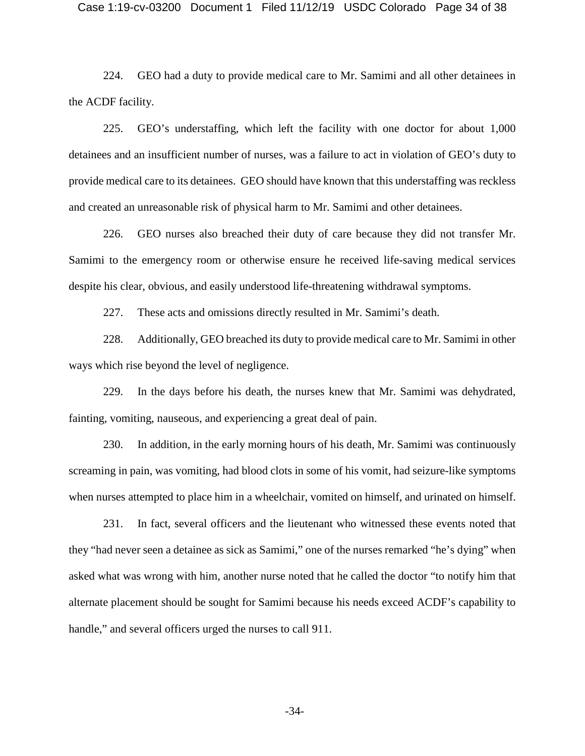224. GEO had a duty to provide medical care to Mr. Samimi and all other detainees in the ACDF facility.

225. GEO's understaffing, which left the facility with one doctor for about 1,000 detainees and an insufficient number of nurses, was a failure to act in violation of GEO's duty to provide medical care to its detainees. GEO should have known that this understaffing was reckless and created an unreasonable risk of physical harm to Mr. Samimi and other detainees.

226. GEO nurses also breached their duty of care because they did not transfer Mr. Samimi to the emergency room or otherwise ensure he received life-saving medical services despite his clear, obvious, and easily understood life-threatening withdrawal symptoms.

227. These acts and omissions directly resulted in Mr. Samimi's death.

228. Additionally, GEO breached its duty to provide medical care to Mr. Samimi in other ways which rise beyond the level of negligence.

229. In the days before his death, the nurses knew that Mr. Samimi was dehydrated, fainting, vomiting, nauseous, and experiencing a great deal of pain.

230. In addition, in the early morning hours of his death, Mr. Samimi was continuously screaming in pain, was vomiting, had blood clots in some of his vomit, had seizure-like symptoms when nurses attempted to place him in a wheelchair, vomited on himself, and urinated on himself.

231. In fact, several officers and the lieutenant who witnessed these events noted that they "had never seen a detainee as sick as Samimi," one of the nurses remarked "he's dying" when asked what was wrong with him, another nurse noted that he called the doctor "to notify him that alternate placement should be sought for Samimi because his needs exceed ACDF's capability to handle," and several officers urged the nurses to call 911.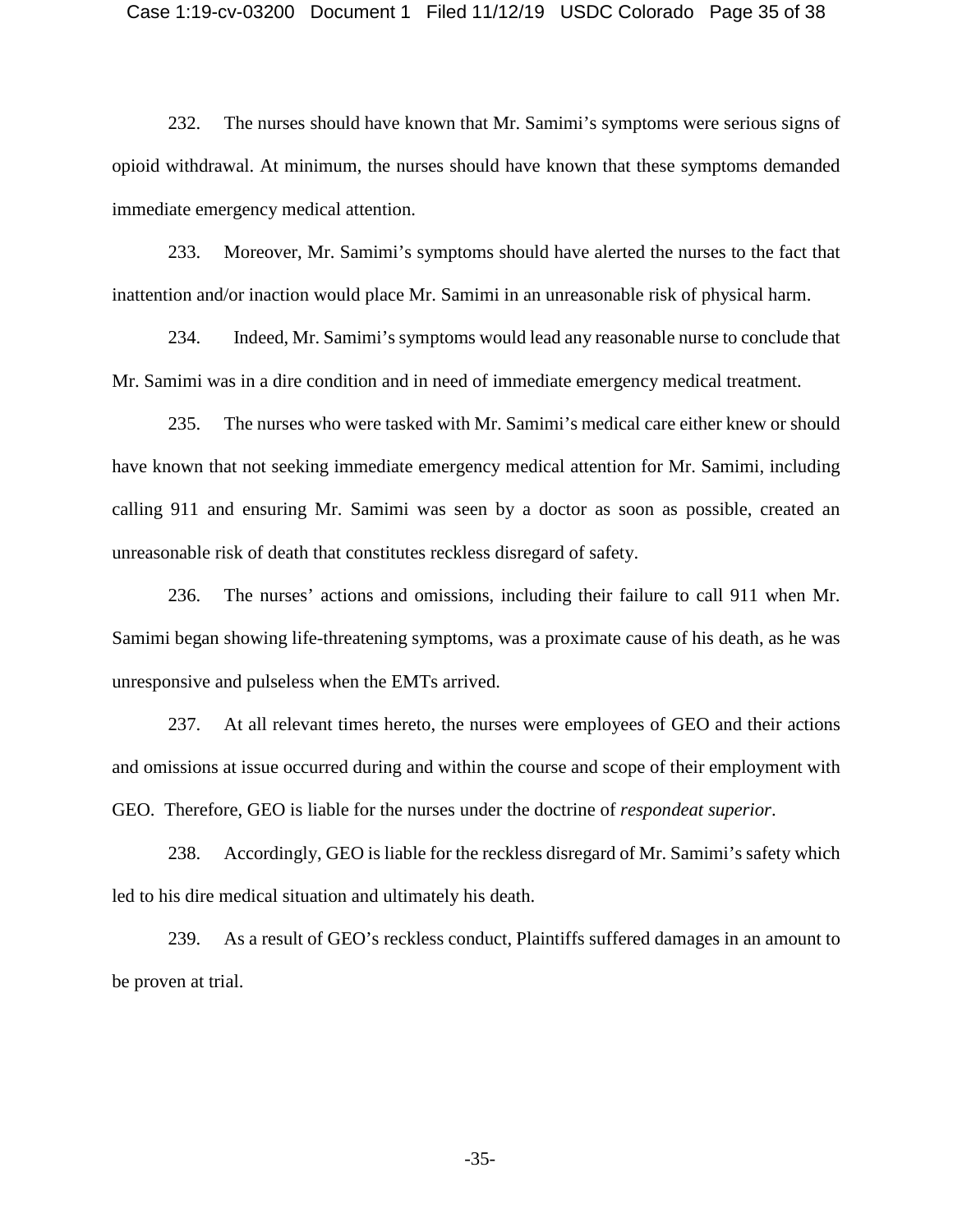232. The nurses should have known that Mr. Samimi's symptoms were serious signs of opioid withdrawal. At minimum, the nurses should have known that these symptoms demanded immediate emergency medical attention.

233. Moreover, Mr. Samimi's symptoms should have alerted the nurses to the fact that inattention and/or inaction would place Mr. Samimi in an unreasonable risk of physical harm.

234. Indeed, Mr. Samimi's symptoms would lead any reasonable nurse to conclude that Mr. Samimi was in a dire condition and in need of immediate emergency medical treatment.

235. The nurses who were tasked with Mr. Samimi's medical care either knew or should have known that not seeking immediate emergency medical attention for Mr. Samimi, including calling 911 and ensuring Mr. Samimi was seen by a doctor as soon as possible, created an unreasonable risk of death that constitutes reckless disregard of safety.

236. The nurses' actions and omissions, including their failure to call 911 when Mr. Samimi began showing life-threatening symptoms, was a proximate cause of his death, as he was unresponsive and pulseless when the EMTs arrived.

237. At all relevant times hereto, the nurses were employees of GEO and their actions and omissions at issue occurred during and within the course and scope of their employment with GEO. Therefore, GEO is liable for the nurses under the doctrine of *respondeat superior*.

238. Accordingly, GEO is liable for the reckless disregard of Mr. Samimi's safety which led to his dire medical situation and ultimately his death.

239. As a result of GEO's reckless conduct, Plaintiffs suffered damages in an amount to be proven at trial.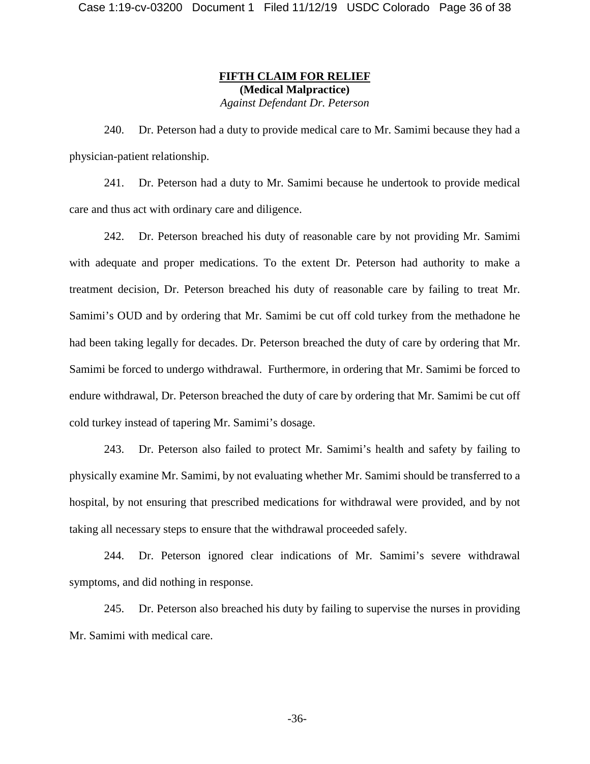**FIFTH CLAIM FOR RELIEF**
**(Medical Malpractice)**
*Against Defendant Dr. Peterson*

240. Dr. Peterson had a duty to provide medical care to Mr. Samimi because they had a physician-patient relationship.

241. Dr. Peterson had a duty to Mr. Samimi because he undertook to provide medical care and thus act with ordinary care and diligence.

242. Dr. Peterson breached his duty of reasonable care by not providing Mr. Samimi with adequate and proper medications. To the extent Dr. Peterson had authority to make a treatment decision, Dr. Peterson breached his duty of reasonable care by failing to treat Mr. Samimi's OUD and by ordering that Mr. Samimi be cut off cold turkey from the methadone he had been taking legally for decades. Dr. Peterson breached the duty of care by ordering that Mr. Samimi be forced to undergo withdrawal. Furthermore, in ordering that Mr. Samimi be forced to endure withdrawal, Dr. Peterson breached the duty of care by ordering that Mr. Samimi be cut off cold turkey instead of tapering Mr. Samimi's dosage.

243. Dr. Peterson also failed to protect Mr. Samimi's health and safety by failing to physically examine Mr. Samimi, by not evaluating whether Mr. Samimi should be transferred to a hospital, by not ensuring that prescribed medications for withdrawal were provided, and by not taking all necessary steps to ensure that the withdrawal proceeded safely.

244. Dr. Peterson ignored clear indications of Mr. Samimi's severe withdrawal symptoms, and did nothing in response.

245. Dr. Peterson also breached his duty by failing to supervise the nurses in providing Mr. Samimi with medical care.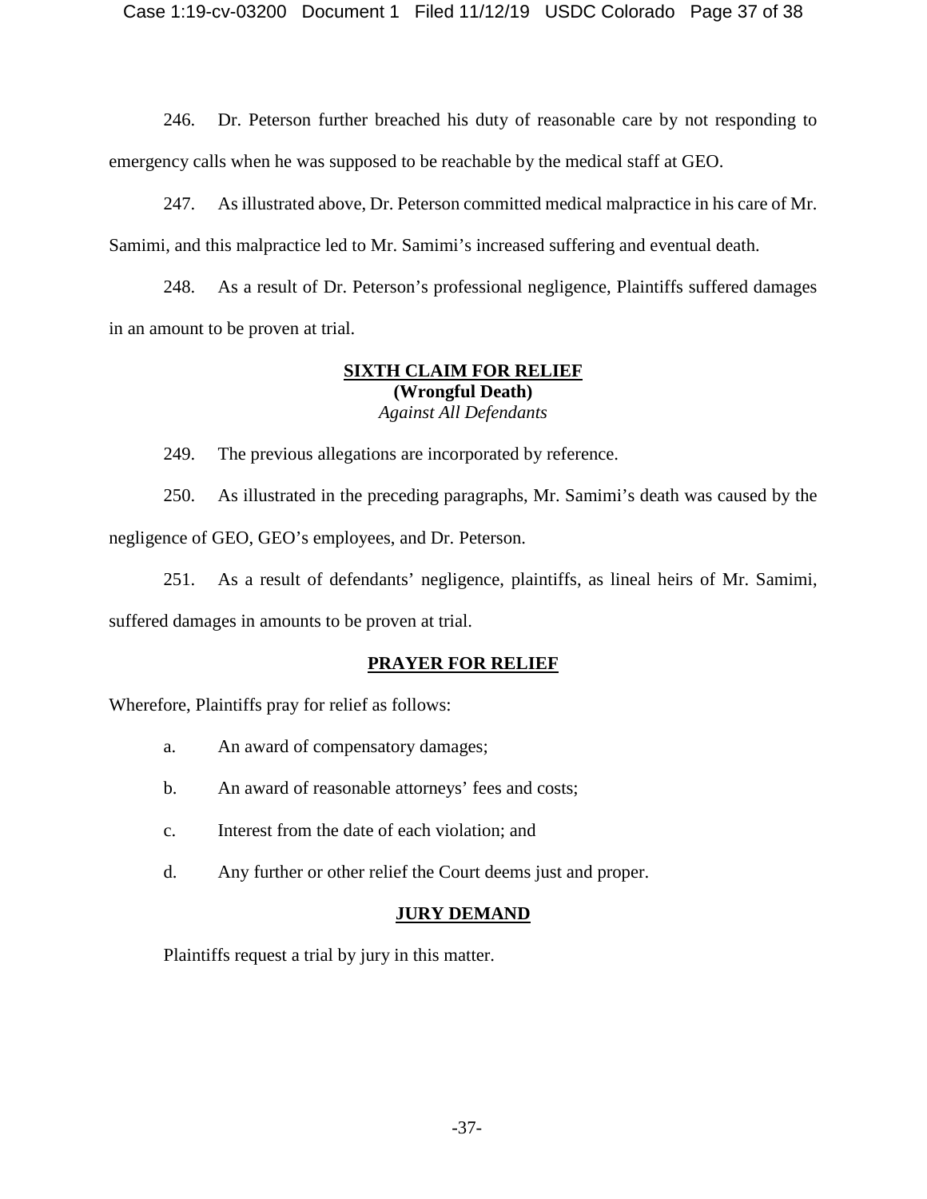246. Dr. Peterson further breached his duty of reasonable care by not responding to emergency calls when he was supposed to be reachable by the medical staff at GEO.

247. As illustrated above, Dr. Peterson committed medical malpractice in his care of Mr. Samimi, and this malpractice led to Mr. Samimi's increased suffering and eventual death.

248. As a result of Dr. Peterson's professional negligence, Plaintiffs suffered damages in an amount to be proven at trial.

## SIXTH CLAIM FOR RELIEF

**(Wrongful Death)**

*Against All Defendants*

249. The previous allegations are incorporated by reference.

250. As illustrated in the preceding paragraphs, Mr. Samimi's death was caused by the negligence of GEO, GEO's employees, and Dr. Peterson.

251. As a result of defendants' negligence, plaintiffs, as lineal heirs of Mr. Samimi, suffered damages in amounts to be proven at trial.

## PRAYER FOR RELIEF

Wherefore, Plaintiffs pray for relief as follows:

a. An award of compensatory damages;

b. An award of reasonable attorneys' fees and costs;

c. Interest from the date of each violation; and

d. Any further or other relief the Court deems just and proper.

## JURY DEMAND

Plaintiffs request a trial by jury in this matter.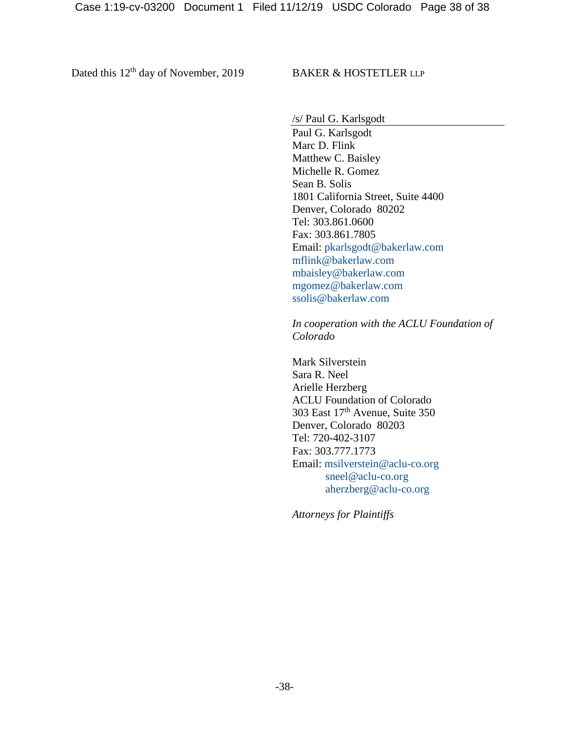Dated this 12th day of November, 2019

BAKER & HOSTETLER LLP

/s/ Paul G. Karlsgodt
Paul G. Karlsgodt
Marc D. Flink
Matthew C. Baisley
Michelle R. Gomez
Sean B. Solis
1801 California Street, Suite 4400
Denver, Colorado 80202
Tel: 303.861.0600
Fax: 303.861.7805
Email: pkarlsgodt@bakerlaw.com
mflink@bakerlaw.com
mbaisley@bakerlaw.com
mgomez@bakerlaw.com
ssolis@bakerlaw.com

*In cooperation with the ACLU Foundation of Colorado*

Mark Silverstein
Sara R. Neel
Arielle Herzberg
ACLU Foundation of Colorado
303 East 17th Avenue, Suite 350
Denver, Colorado 80203
Tel: 720-402-3107
Fax: 303.777.1773
Email: msilverstein@aclu-co.org
sneel@aclu-co.org
aherzberg@aclu-co.org

*Attorneys for Plaintiffs*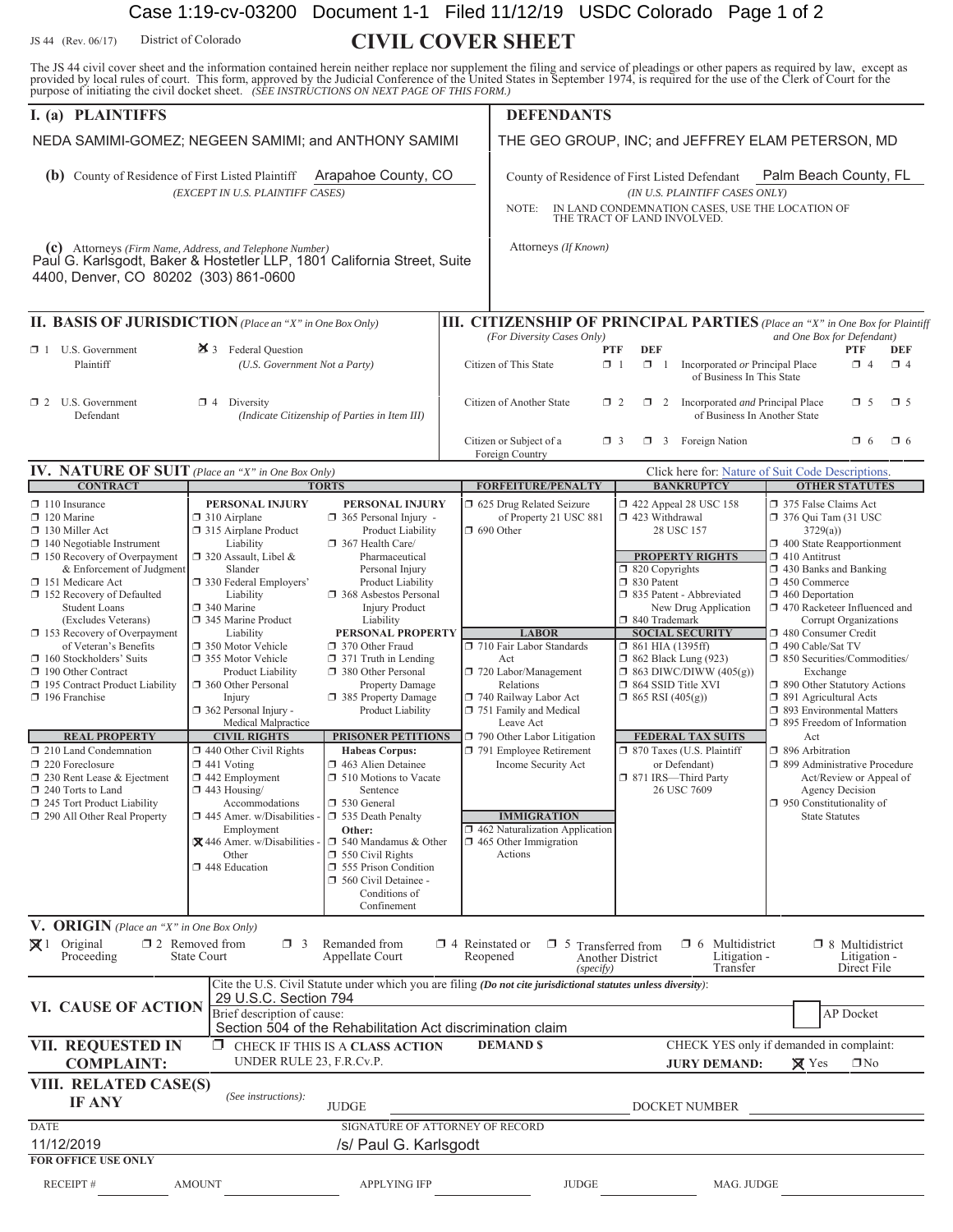Case 1:19-cv-03200 Document 1-1 Filed 11/12/19 USDC Colorado Page 1 of 2

JS 44 (Rev. 06/17) District of Colorado

# CIVIL COVER SHEET

The JS 44 civil cover sheet and the information contained herein neither replace nor supplement the filing and service of pleadings or other papers as required by law, except as provided by local rules of court. This form, approved by the Judicial Conference of the United States in September 1974, is required for the use of the Clerk of Court for the purpose of initiating the civil docket sheet. *(SEE INSTRUCTIONS ON NEXT PAGE OF THIS FORM.)*

## I. (a) PLAINTIFFS

NEDA SAMIMI-GOMEZ; NEGEEN SAMIMI; and ANTHONY SAMIMI

**(b)** County of Residence of First Listed Plaintiff: Arapahoe County, CO
*(EXCEPT IN U.S. PLAINTIFF CASES)*

**(c)** Attorneys *(Firm Name, Address, and Telephone Number)*
Paul G. Karlsgodt, Baker & Hostetler LLP, 1801 California Street, Suite 4400, Denver, CO 80202 (303) 861-0600

## DEFENDANTS

THE GEO GROUP, INC; and JEFFREY ELAM PETERSON, MD

County of Residence of First Listed Defendant: Palm Beach County, FL
*(IN U.S. PLAINTIFF CASES ONLY)*

NOTE: IN LAND CONDEMNATION CASES, USE THE LOCATION OF THE TRACT OF LAND INVOLVED.

Attorneys *(If Known)*

## II. BASIS OF JURISDICTION *(Place an "X" in One Box Only)*

- ☐ 1 U.S. Government Plaintiff
- ☒ 3 Federal Question *(U.S. Government Not a Party)*
- ☐ 2 U.S. Government Defendant
- ☐ 4 Diversity *(Indicate Citizenship of Parties in Item III)*

## III. CITIZENSHIP OF PRINCIPAL PARTIES *(Place an "X" in One Box for Plaintiff and One Box for Defendant)* *(For Diversity Cases Only)*

| | PTF | DEF | | PTF | DEF |
|---|---|---|---|---|---|
| Citizen of This State | ☐ 1 | ☐ 1 | Incorporated *or* Principal Place of Business In This State | ☐ 4 | ☐ 4 |
| Citizen of Another State | ☐ 2 | ☐ 2 | Incorporated *and* Principal Place of Business In Another State | ☐ 5 | ☐ 5 |
| Citizen or Subject of a Foreign Country | ☐ 3 | ☐ 3 | Foreign Nation | ☐ 6 | ☐ 6 |

## IV. NATURE OF SUIT *(Place an "X" in One Box Only)*

Click here for: Nature of Suit Code Descriptions.

**CONTRACT**
- ☐ 110 Insurance
- ☐ 120 Marine
- ☐ 130 Miller Act
- ☐ 140 Negotiable Instrument
- ☐ 150 Recovery of Overpayment & Enforcement of Judgment
- ☐ 151 Medicare Act
- ☐ 152 Recovery of Defaulted Student Loans (Excludes Veterans)
- ☐ 153 Recovery of Overpayment of Veteran's Benefits
- ☐ 160 Stockholders' Suits
- ☐ 190 Other Contract
- ☐ 195 Contract Product Liability
- ☐ 196 Franchise

**REAL PROPERTY**
- ☐ 210 Land Condemnation
- ☐ 220 Foreclosure
- ☐ 230 Rent Lease & Ejectment
- ☐ 240 Torts to Land
- ☐ 245 Tort Product Liability
- ☐ 290 All Other Real Property

**TORTS — PERSONAL INJURY**
- ☐ 310 Airplane
- ☐ 315 Airplane Product Liability
- ☐ 320 Assault, Libel & Slander
- ☐ 330 Federal Employers' Liability
- ☐ 340 Marine
- ☐ 345 Marine Product Liability
- ☐ 350 Motor Vehicle
- ☐ 355 Motor Vehicle Product Liability
- ☐ 360 Other Personal Injury
- ☐ 362 Personal Injury - Medical Malpractice

**PERSONAL INJURY**
- ☐ 365 Personal Injury - Product Liability
- ☐ 367 Health Care/ Pharmaceutical Personal Injury Product Liability
- ☐ 368 Asbestos Personal Injury Product Liability

**PERSONAL PROPERTY**
- ☐ 370 Other Fraud
- ☐ 371 Truth in Lending
- ☐ 380 Other Personal Property Damage
- ☐ 385 Property Damage Product Liability

**CIVIL RIGHTS**
- ☐ 440 Other Civil Rights
- ☐ 441 Voting
- ☐ 442 Employment
- ☐ 443 Housing/ Accommodations
- ☐ 445 Amer. w/Disabilities - Employment
- ☒ 446 Amer. w/Disabilities - Other
- ☐ 448 Education

**PRISONER PETITIONS**
- Habeas Corpus:
- ☐ 463 Alien Detainee
- ☐ 510 Motions to Vacate Sentence
- ☐ 530 General
- ☐ 535 Death Penalty
- Other:
- ☐ 540 Mandamus & Other
- ☐ 550 Civil Rights
- ☐ 555 Prison Condition
- ☐ 560 Civil Detainee - Conditions of Confinement

**FORFEITURE/PENALTY**
- ☐ 625 Drug Related Seizure of Property 21 USC 881
- ☐ 690 Other

**LABOR**
- ☐ 710 Fair Labor Standards Act
- ☐ 720 Labor/Management Relations
- ☐ 740 Railway Labor Act
- ☐ 751 Family and Medical Leave Act
- ☐ 790 Other Labor Litigation
- ☐ 791 Employee Retirement Income Security Act

**IMMIGRATION**
- ☐ 462 Naturalization Application
- ☐ 465 Other Immigration Actions

**BANKRUPTCY**
- ☐ 422 Appeal 28 USC 158
- ☐ 423 Withdrawal 28 USC 157

**PROPERTY RIGHTS**
- ☐ 820 Copyrights
- ☐ 830 Patent
- ☐ 835 Patent - Abbreviated New Drug Application
- ☐ 840 Trademark

**SOCIAL SECURITY**
- ☐ 861 HIA (1395ff)
- ☐ 862 Black Lung (923)
- ☐ 863 DIWC/DIWW (405(g))
- ☐ 864 SSID Title XVI
- ☐ 865 RSI (405(g))

**FEDERAL TAX SUITS**
- ☐ 870 Taxes (U.S. Plaintiff or Defendant)
- ☐ 871 IRS—Third Party 26 USC 7609

**OTHER STATUTES**
- ☐ 375 False Claims Act
- ☐ 376 Qui Tam (31 USC 3729(a))
- ☐ 400 State Reapportionment
- ☐ 410 Antitrust
- ☐ 430 Banks and Banking
- ☐ 450 Commerce
- ☐ 460 Deportation
- ☐ 470 Racketeer Influenced and Corrupt Organizations
- ☐ 480 Consumer Credit
- ☐ 490 Cable/Sat TV
- ☐ 850 Securities/Commodities/ Exchange
- ☐ 890 Other Statutory Actions
- ☐ 891 Agricultural Acts
- ☐ 893 Environmental Matters
- ☐ 895 Freedom of Information Act
- ☐ 896 Arbitration
- ☐ 899 Administrative Procedure Act/Review or Appeal of Agency Decision
- ☐ 950 Constitutionality of State Statutes

## V. ORIGIN *(Place an "X" in One Box Only)*

- ☒ 1 Original Proceeding
- ☐ 2 Removed from State Court
- ☐ 3 Remanded from Appellate Court
- ☐ 4 Reinstated or Reopened
- ☐ 5 Transferred from Another District *(specify)*
- ☐ 6 Multidistrict Litigation - Transfer
- ☐ 8 Multidistrict Litigation - Direct File

## VI. CAUSE OF ACTION

Cite the U.S. Civil Statute under which you are filing *(Do not cite jurisdictional statutes unless diversity)*: 29 U.S.C. Section 794

Brief description of cause: Section 504 of the Rehabilitation Act discrimination claim

☐ AP Docket

## VII. REQUESTED IN COMPLAINT:

☐ CHECK IF THIS IS A **CLASS ACTION** UNDER RULE 23, F.R.Cv.P.

**DEMAND $**

CHECK YES only if demanded in complaint: **JURY DEMAND:** ☒ Yes ☐ No

## VIII. RELATED CASE(S) IF ANY

*(See instructions):* JUDGE ____________ DOCKET NUMBER ____________

DATE: 11/12/2019

SIGNATURE OF ATTORNEY OF RECORD: /s/ Paul G. Karlsgodt

**FOR OFFICE USE ONLY**

RECEIPT # ______ AMOUNT ______ APPLYING IFP ______ JUDGE ______ MAG. JUDGE ______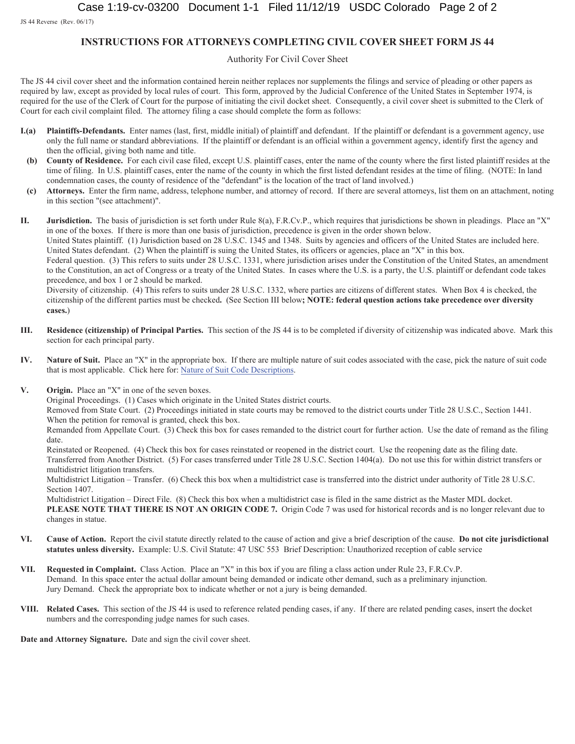JS 44 Reverse (Rev. 06/17)

## INSTRUCTIONS FOR ATTORNEYS COMPLETING CIVIL COVER SHEET FORM JS 44

Authority For Civil Cover Sheet

The JS 44 civil cover sheet and the information contained herein neither replaces nor supplements the filings and service of pleading or other papers as required by law, except as provided by local rules of court. This form, approved by the Judicial Conference of the United States in September 1974, is required for the use of the Clerk of Court for the purpose of initiating the civil docket sheet. Consequently, a civil cover sheet is submitted to the Clerk of Court for each civil complaint filed. The attorney filing a case should complete the form as follows:

**I.(a)** **Plaintiffs-Defendants.** Enter names (last, first, middle initial) of plaintiff and defendant. If the plaintiff or defendant is a government agency, use only the full name or standard abbreviations. If the plaintiff or defendant is an official within a government agency, identify first the agency and then the official, giving both name and title.

**(b)** **County of Residence.** For each civil case filed, except U.S. plaintiff cases, enter the name of the county where the first listed plaintiff resides at the time of filing. In U.S. plaintiff cases, enter the name of the county in which the first listed defendant resides at the time of filing. (NOTE: In land condemnation cases, the county of residence of the "defendant" is the location of the tract of land involved.)

**(c)** **Attorneys.** Enter the firm name, address, telephone number, and attorney of record. If there are several attorneys, list them on an attachment, noting in this section "(see attachment)".

**II.** **Jurisdiction.** The basis of jurisdiction is set forth under Rule 8(a), F.R.Cv.P., which requires that jurisdictions be shown in pleadings. Place an "X" in one of the boxes. If there is more than one basis of jurisdiction, precedence is given in the order shown below.
United States plaintiff. (1) Jurisdiction based on 28 U.S.C. 1345 and 1348. Suits by agencies and officers of the United States are included here.
United States defendant. (2) When the plaintiff is suing the United States, its officers or agencies, place an "X" in this box.
Federal question. (3) This refers to suits under 28 U.S.C. 1331, where jurisdiction arises under the Constitution of the United States, an amendment to the Constitution, an act of Congress or a treaty of the United States. In cases where the U.S. is a party, the U.S. plaintiff or defendant code takes precedence, and box 1 or 2 should be marked.
Diversity of citizenship. (4) This refers to suits under 28 U.S.C. 1332, where parties are citizens of different states. When Box 4 is checked, the citizenship of the different parties must be checked**.** (See Section III below**; NOTE: federal question actions take precedence over diversity cases.**)

**III.** **Residence (citizenship) of Principal Parties.** This section of the JS 44 is to be completed if diversity of citizenship was indicated above. Mark this section for each principal party.

**IV.** **Nature of Suit.** Place an "X" in the appropriate box. If there are multiple nature of suit codes associated with the case, pick the nature of suit code that is most applicable. Click here for: Nature of Suit Code Descriptions.

**V.** **Origin.** Place an "X" in one of the seven boxes.
Original Proceedings. (1) Cases which originate in the United States district courts.
Removed from State Court. (2) Proceedings initiated in state courts may be removed to the district courts under Title 28 U.S.C., Section 1441. When the petition for removal is granted, check this box.
Remanded from Appellate Court. (3) Check this box for cases remanded to the district court for further action. Use the date of remand as the filing date.
Reinstated or Reopened. (4) Check this box for cases reinstated or reopened in the district court. Use the reopening date as the filing date.
Transferred from Another District. (5) For cases transferred under Title 28 U.S.C. Section 1404(a). Do not use this for within district transfers or multidistrict litigation transfers.
Multidistrict Litigation – Transfer. (6) Check this box when a multidistrict case is transferred into the district under authority of Title 28 U.S.C. Section 1407.
Multidistrict Litigation – Direct File. (8) Check this box when a multidistrict case is filed in the same district as the Master MDL docket.
**PLEASE NOTE THAT THERE IS NOT AN ORIGIN CODE 7.** Origin Code 7 was used for historical records and is no longer relevant due to changes in statue.

**VI.** **Cause of Action.** Report the civil statute directly related to the cause of action and give a brief description of the cause. **Do not cite jurisdictional statutes unless diversity.** Example: U.S. Civil Statute: 47 USC 553 Brief Description: Unauthorized reception of cable service

**VII.** **Requested in Complaint.** Class Action. Place an "X" in this box if you are filing a class action under Rule 23, F.R.Cv.P.
Demand. In this space enter the actual dollar amount being demanded or indicate other demand, such as a preliminary injunction.
Jury Demand. Check the appropriate box to indicate whether or not a jury is being demanded.

**VIII.** **Related Cases.** This section of the JS 44 is used to reference related pending cases, if any. If there are related pending cases, insert the docket numbers and the corresponding judge names for such cases.

**Date and Attorney Signature.** Date and sign the civil cover sheet.